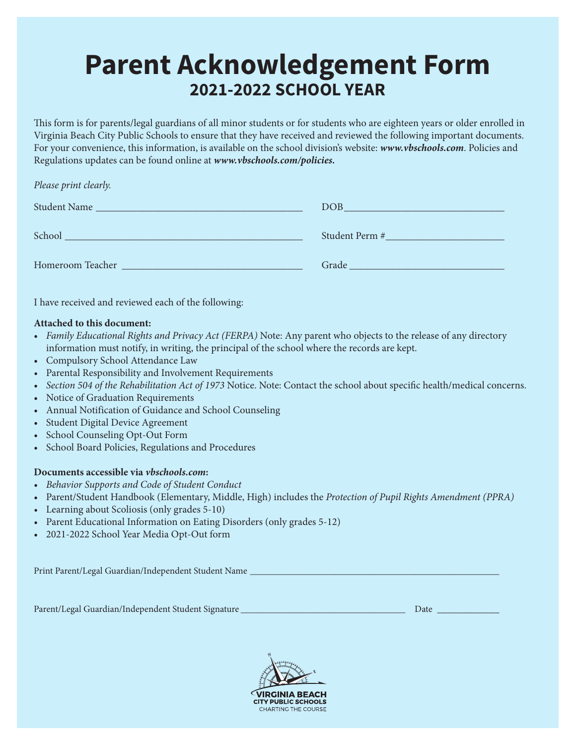# Parent Acknowledgement Form

## 2021-2022 SCHOOL YEAR

This form is for parents/legal guardians of all minor students or for students who are eighteen years or older enrolled in Virginia Beach City Public Schools to ensure that they have received and reviewed the following important documents. For your convenience, this information, is available on the school division's website: ***www.vbschools.com***. Policies and Regulations updates can be found online at ***www.vbschools.com/policies.***

*Please print clearly.*

Student Name ________________________________________ DOB ______________________________

School ____________________________________________ Student Perm # ______________________

Homeroom Teacher __________________________________ Grade _____________________________

I have received and reviewed each of the following:

**Attached to this document:**

- *Family Educational Rights and Privacy Act (FERPA)* Note: Any parent who objects to the release of any directory information must notify, in writing, the principal of the school where the records are kept.
- Compulsory School Attendance Law
- Parental Responsibility and Involvement Requirements
- *Section 504 of the Rehabilitation Act of 1973* Notice. Note: Contact the school about specific health/medical concerns.
- Notice of Graduation Requirements
- Annual Notification of Guidance and School Counseling
- Student Digital Device Agreement
- School Counseling Opt-Out Form
- School Board Policies, Regulations and Procedures

**Documents accessible via *vbschools.com*:**

- *Behavior Supports and Code of Student Conduct*
- Parent/Student Handbook (Elementary, Middle, High) includes the *Protection of Pupil Rights Amendment (PPRA)*
- Learning about Scoliosis (only grades 5-10)
- Parent Educational Information on Eating Disorders (only grades 5-12)
- 2021-2022 School Year Media Opt-Out form

Print Parent/Legal Guardian/Independent Student Name ____________________________________________

Parent/Legal Guardian/Independent Student Signature ______________________________ Date ____________

VIRGINIA BEACH CITY PUBLIC SCHOOLS
CHARTING THE COURSE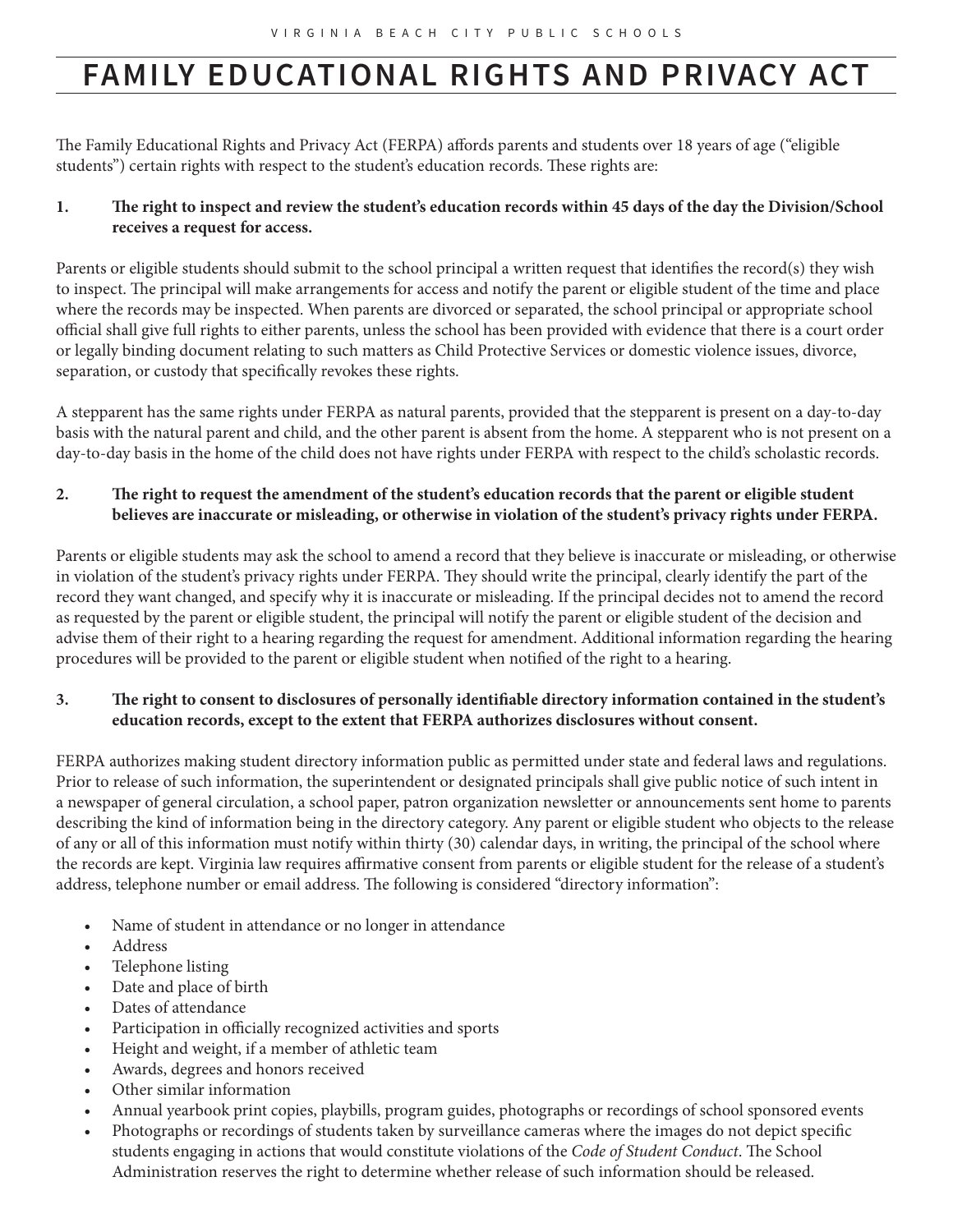# FAMILY EDUCATIONAL RIGHTS AND PRIVACY ACT

The Family Educational Rights and Privacy Act (FERPA) affords parents and students over 18 years of age ("eligible students") certain rights with respect to the student's education records. These rights are:

**1. The right to inspect and review the student's education records within 45 days of the day the Division/School receives a request for access.**

Parents or eligible students should submit to the school principal a written request that identifies the record(s) they wish to inspect. The principal will make arrangements for access and notify the parent or eligible student of the time and place where the records may be inspected. When parents are divorced or separated, the school principal or appropriate school official shall give full rights to either parents, unless the school has been provided with evidence that there is a court order or legally binding document relating to such matters as Child Protective Services or domestic violence issues, divorce, separation, or custody that specifically revokes these rights.

A stepparent has the same rights under FERPA as natural parents, provided that the stepparent is present on a day-to-day basis with the natural parent and child, and the other parent is absent from the home. A stepparent who is not present on a day-to-day basis in the home of the child does not have rights under FERPA with respect to the child's scholastic records.

**2. The right to request the amendment of the student's education records that the parent or eligible student believes are inaccurate or misleading, or otherwise in violation of the student's privacy rights under FERPA.**

Parents or eligible students may ask the school to amend a record that they believe is inaccurate or misleading, or otherwise in violation of the student's privacy rights under FERPA. They should write the principal, clearly identify the part of the record they want changed, and specify why it is inaccurate or misleading. If the principal decides not to amend the record as requested by the parent or eligible student, the principal will notify the parent or eligible student of the decision and advise them of their right to a hearing regarding the request for amendment. Additional information regarding the hearing procedures will be provided to the parent or eligible student when notified of the right to a hearing.

**3. The right to consent to disclosures of personally identifiable directory information contained in the student's education records, except to the extent that FERPA authorizes disclosures without consent.**

FERPA authorizes making student directory information public as permitted under state and federal laws and regulations. Prior to release of such information, the superintendent or designated principals shall give public notice of such intent in a newspaper of general circulation, a school paper, patron organization newsletter or announcements sent home to parents describing the kind of information being in the directory category. Any parent or eligible student who objects to the release of any or all of this information must notify within thirty (30) calendar days, in writing, the principal of the school where the records are kept. Virginia law requires affirmative consent from parents or eligible student for the release of a student's address, telephone number or email address. The following is considered "directory information":

- Name of student in attendance or no longer in attendance
- Address
- Telephone listing
- Date and place of birth
- Dates of attendance
- Participation in officially recognized activities and sports
- Height and weight, if a member of athletic team
- Awards, degrees and honors received
- Other similar information
- Annual yearbook print copies, playbills, program guides, photographs or recordings of school sponsored events
- Photographs or recordings of students taken by surveillance cameras where the images do not depict specific students engaging in actions that would constitute violations of the *Code of Student Conduct*. The School Administration reserves the right to determine whether release of such information should be released.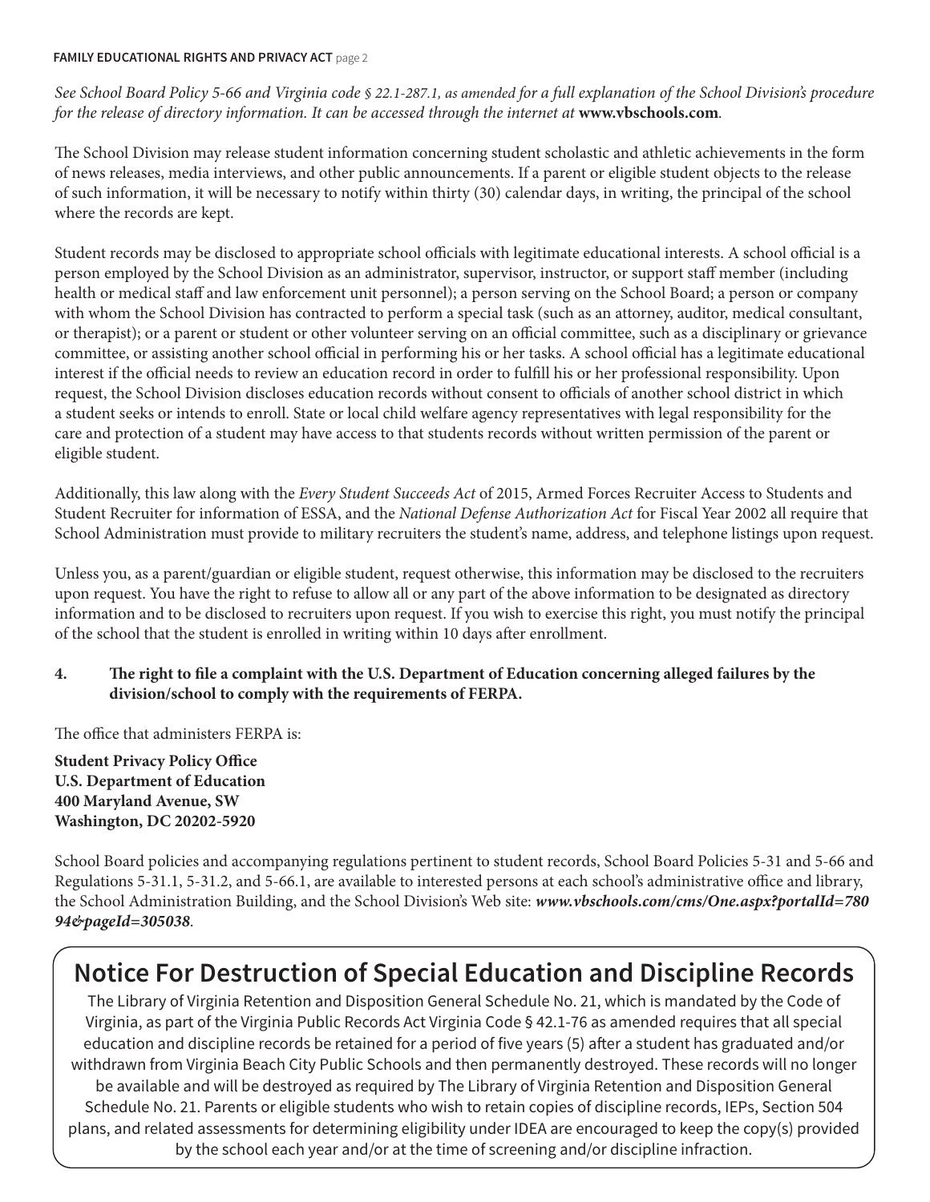*See School Board Policy 5-66 and Virginia code § 22.1-287.1, as amended for a full explanation of the School Division's procedure for the release of directory information. It can be accessed through the internet at* **www.vbschools.com**.

The School Division may release student information concerning student scholastic and athletic achievements in the form of news releases, media interviews, and other public announcements. If a parent or eligible student objects to the release of such information, it will be necessary to notify within thirty (30) calendar days, in writing, the principal of the school where the records are kept.

Student records may be disclosed to appropriate school officials with legitimate educational interests. A school official is a person employed by the School Division as an administrator, supervisor, instructor, or support staff member (including health or medical staff and law enforcement unit personnel); a person serving on the School Board; a person or company with whom the School Division has contracted to perform a special task (such as an attorney, auditor, medical consultant, or therapist); or a parent or student or other volunteer serving on an official committee, such as a disciplinary or grievance committee, or assisting another school official in performing his or her tasks. A school official has a legitimate educational interest if the official needs to review an education record in order to fulfill his or her professional responsibility. Upon request, the School Division discloses education records without consent to officials of another school district in which a student seeks or intends to enroll. State or local child welfare agency representatives with legal responsibility for the care and protection of a student may have access to that students records without written permission of the parent or eligible student.

Additionally, this law along with the *Every Student Succeeds Act* of 2015, Armed Forces Recruiter Access to Students and Student Recruiter for information of ESSA, and the *National Defense Authorization Act* for Fiscal Year 2002 all require that School Administration must provide to military recruiters the student's name, address, and telephone listings upon request.

Unless you, as a parent/guardian or eligible student, request otherwise, this information may be disclosed to the recruiters upon request. You have the right to refuse to allow all or any part of the above information to be designated as directory information and to be disclosed to recruiters upon request. If you wish to exercise this right, you must notify the principal of the school that the student is enrolled in writing within 10 days after enrollment.

**4. The right to file a complaint with the U.S. Department of Education concerning alleged failures by the division/school to comply with the requirements of FERPA.**

The office that administers FERPA is:

**Student Privacy Policy Office**
**U.S. Department of Education**
**400 Maryland Avenue, SW**
**Washington, DC 20202-5920**

School Board policies and accompanying regulations pertinent to student records, School Board Policies 5-31 and 5-66 and Regulations 5-31.1, 5-31.2, and 5-66.1, are available to interested persons at each school's administrative office and library, the School Administration Building, and the School Division's Web site: ***www.vbschools.com/cms/One.aspx?portalId=78094&pageId=305038***.

## Notice For Destruction of Special Education and Discipline Records

The Library of Virginia Retention and Disposition General Schedule No. 21, which is mandated by the Code of Virginia, as part of the Virginia Public Records Act Virginia Code § 42.1-76 as amended requires that all special education and discipline records be retained for a period of five years (5) after a student has graduated and/or withdrawn from Virginia Beach City Public Schools and then permanently destroyed. These records will no longer be available and will be destroyed as required by The Library of Virginia Retention and Disposition General Schedule No. 21. Parents or eligible students who wish to retain copies of discipline records, IEPs, Section 504 plans, and related assessments for determining eligibility under IDEA are encouraged to keep the copy(s) provided by the school each year and/or at the time of screening and/or discipline infraction.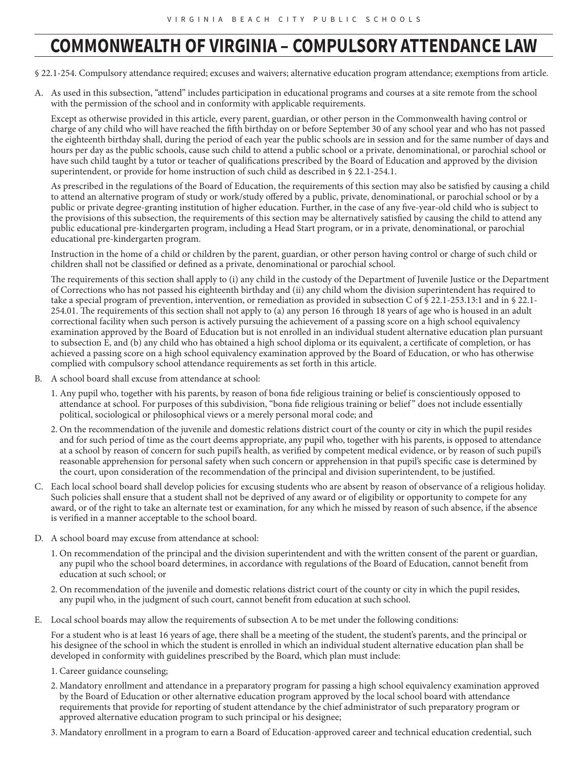# COMMONWEALTH OF VIRGINIA – COMPULSORY ATTENDANCE LAW

§ 22.1-254. Compulsory attendance required; excuses and waivers; alternative education program attendance; exemptions from article.

A. As used in this subsection, "attend" includes participation in educational programs and courses at a site remote from the school with the permission of the school and in conformity with applicable requirements.

Except as otherwise provided in this article, every parent, guardian, or other person in the Commonwealth having control or charge of any child who will have reached the fifth birthday on or before September 30 of any school year and who has not passed the eighteenth birthday shall, during the period of each year the public schools are in session and for the same number of days and hours per day as the public schools, cause such child to attend a public school or a private, denominational, or parochial school or have such child taught by a tutor or teacher of qualifications prescribed by the Board of Education and approved by the division superintendent, or provide for home instruction of such child as described in § 22.1-254.1.

As prescribed in the regulations of the Board of Education, the requirements of this section may also be satisfied by causing a child to attend an alternative program of study or work/study offered by a public, private, denominational, or parochial school or by a public or private degree-granting institution of higher education. Further, in the case of any five-year-old child who is subject to the provisions of this subsection, the requirements of this section may be alternatively satisfied by causing the child to attend any public educational pre-kindergarten program, including a Head Start program, or in a private, denominational, or parochial educational pre-kindergarten program.

Instruction in the home of a child or children by the parent, guardian, or other person having control or charge of such child or children shall not be classified or defined as a private, denominational or parochial school.

The requirements of this section shall apply to (i) any child in the custody of the Department of Juvenile Justice or the Department of Corrections who has not passed his eighteenth birthday and (ii) any child whom the division superintendent has required to take a special program of prevention, intervention, or remediation as provided in subsection C of § 22.1-253.13:1 and in § 22.1-254.01. The requirements of this section shall not apply to (a) any person 16 through 18 years of age who is housed in an adult correctional facility when such person is actively pursuing the achievement of a passing score on a high school equivalency examination approved by the Board of Education but is not enrolled in an individual student alternative education plan pursuant to subsection E, and (b) any child who has obtained a high school diploma or its equivalent, a certificate of completion, or has achieved a passing score on a high school equivalency examination approved by the Board of Education, or who has otherwise complied with compulsory school attendance requirements as set forth in this article.

B. A school board shall excuse from attendance at school:

1. Any pupil who, together with his parents, by reason of bona fide religious training or belief is conscientiously opposed to attendance at school. For purposes of this subdivision, "bona fide religious training or belief" does not include essentially political, sociological or philosophical views or a merely personal moral code; and

2. On the recommendation of the juvenile and domestic relations district court of the county or city in which the pupil resides and for such period of time as the court deems appropriate, any pupil who, together with his parents, is opposed to attendance at a school by reason of concern for such pupil's health, as verified by competent medical evidence, or by reason of such pupil's reasonable apprehension for personal safety when such concern or apprehension in that pupil's specific case is determined by the court, upon consideration of the recommendation of the principal and division superintendent, to be justified.

C. Each local school board shall develop policies for excusing students who are absent by reason of observance of a religious holiday. Such policies shall ensure that a student shall not be deprived of any award or of eligibility or opportunity to compete for any award, or of the right to take an alternate test or examination, for any which he missed by reason of such absence, if the absence is verified in a manner acceptable to the school board.

D. A school board may excuse from attendance at school:

1. On recommendation of the principal and the division superintendent and with the written consent of the parent or guardian, any pupil who the school board determines, in accordance with regulations of the Board of Education, cannot benefit from education at such school; or

2. On recommendation of the juvenile and domestic relations district court of the county or city in which the pupil resides, any pupil who, in the judgment of such court, cannot benefit from education at such school.

E. Local school boards may allow the requirements of subsection A to be met under the following conditions:

For a student who is at least 16 years of age, there shall be a meeting of the student, the student's parents, and the principal or his designee of the school in which the student is enrolled in which an individual student alternative education plan shall be developed in conformity with guidelines prescribed by the Board, which plan must include:

1. Career guidance counseling;

2. Mandatory enrollment and attendance in a preparatory program for passing a high school equivalency examination approved by the Board of Education or other alternative education program approved by the local school board with attendance requirements that provide for reporting of student attendance by the chief administrator of such preparatory program or approved alternative education program to such principal or his designee;

3. Mandatory enrollment in a program to earn a Board of Education-approved career and technical education credential, such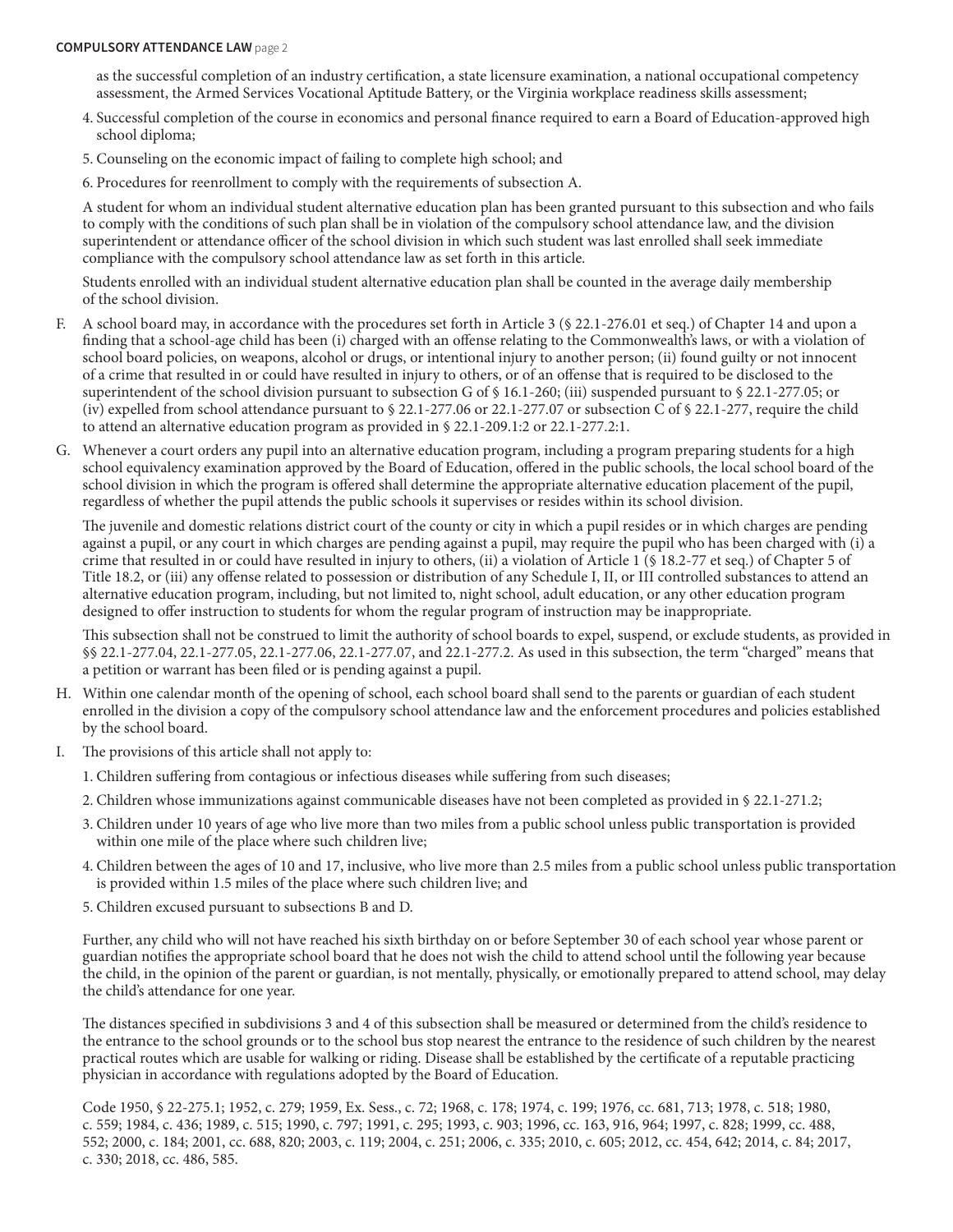as the successful completion of an industry certification, a state licensure examination, a national occupational competency assessment, the Armed Services Vocational Aptitude Battery, or the Virginia workplace readiness skills assessment;

4. Successful completion of the course in economics and personal finance required to earn a Board of Education-approved high school diploma;
5. Counseling on the economic impact of failing to complete high school; and
6. Procedures for reenrollment to comply with the requirements of subsection A.

A student for whom an individual student alternative education plan has been granted pursuant to this subsection and who fails to comply with the conditions of such plan shall be in violation of the compulsory school attendance law, and the division superintendent or attendance officer of the school division in which such student was last enrolled shall seek immediate compliance with the compulsory school attendance law as set forth in this article.

Students enrolled with an individual student alternative education plan shall be counted in the average daily membership of the school division.

F. A school board may, in accordance with the procedures set forth in Article 3 (§ 22.1-276.01 et seq.) of Chapter 14 and upon a finding that a school-age child has been (i) charged with an offense relating to the Commonwealth's laws, or with a violation of school board policies, on weapons, alcohol or drugs, or intentional injury to another person; (ii) found guilty or not innocent of a crime that resulted in or could have resulted in injury to others, or of an offense that is required to be disclosed to the superintendent of the school division pursuant to subsection G of § 16.1-260; (iii) suspended pursuant to § 22.1-277.05; or (iv) expelled from school attendance pursuant to § 22.1-277.06 or 22.1-277.07 or subsection C of § 22.1-277, require the child to attend an alternative education program as provided in § 22.1-209.1:2 or 22.1-277.2:1.

G. Whenever a court orders any pupil into an alternative education program, including a program preparing students for a high school equivalency examination approved by the Board of Education, offered in the public schools, the local school board of the school division in which the program is offered shall determine the appropriate alternative education placement of the pupil, regardless of whether the pupil attends the public schools it supervises or resides within its school division.

The juvenile and domestic relations district court of the county or city in which a pupil resides or in which charges are pending against a pupil, or any court in which charges are pending against a pupil, may require the pupil who has been charged with (i) a crime that resulted in or could have resulted in injury to others, (ii) a violation of Article 1 (§ 18.2-77 et seq.) of Chapter 5 of Title 18.2, or (iii) any offense related to possession or distribution of any Schedule I, II, or III controlled substances to attend an alternative education program, including, but not limited to, night school, adult education, or any other education program designed to offer instruction to students for whom the regular program of instruction may be inappropriate.

This subsection shall not be construed to limit the authority of school boards to expel, suspend, or exclude students, as provided in §§ 22.1-277.04, 22.1-277.05, 22.1-277.06, 22.1-277.07, and 22.1-277.2. As used in this subsection, the term "charged" means that a petition or warrant has been filed or is pending against a pupil.

H. Within one calendar month of the opening of school, each school board shall send to the parents or guardian of each student enrolled in the division a copy of the compulsory school attendance law and the enforcement procedures and policies established by the school board.

I. The provisions of this article shall not apply to:

1. Children suffering from contagious or infectious diseases while suffering from such diseases;
2. Children whose immunizations against communicable diseases have not been completed as provided in § 22.1-271.2;
3. Children under 10 years of age who live more than two miles from a public school unless public transportation is provided within one mile of the place where such children live;
4. Children between the ages of 10 and 17, inclusive, who live more than 2.5 miles from a public school unless public transportation is provided within 1.5 miles of the place where such children live; and
5. Children excused pursuant to subsections B and D.

Further, any child who will not have reached his sixth birthday on or before September 30 of each school year whose parent or guardian notifies the appropriate school board that he does not wish the child to attend school until the following year because the child, in the opinion of the parent or guardian, is not mentally, physically, or emotionally prepared to attend school, may delay the child's attendance for one year.

The distances specified in subdivisions 3 and 4 of this subsection shall be measured or determined from the child's residence to the entrance to the school grounds or to the school bus stop nearest the entrance to the residence of such children by the nearest practical routes which are usable for walking or riding. Disease shall be established by the certificate of a reputable practicing physician in accordance with regulations adopted by the Board of Education.

Code 1950, § 22-275.1; 1952, c. 279; 1959, Ex. Sess., c. 72; 1968, c. 178; 1974, c. 199; 1976, cc. 681, 713; 1978, c. 518; 1980, c. 559; 1984, c. 436; 1989, c. 515; 1990, c. 797; 1991, c. 295; 1993, c. 903; 1996, cc. 163, 916, 964; 1997, c. 828; 1999, cc. 488, 552; 2000, c. 184; 2001, cc. 688, 820; 2003, c. 119; 2004, c. 251; 2006, c. 335; 2010, c. 605; 2012, cc. 454, 642; 2014, c. 84; 2017, c. 330; 2018, cc. 486, 585.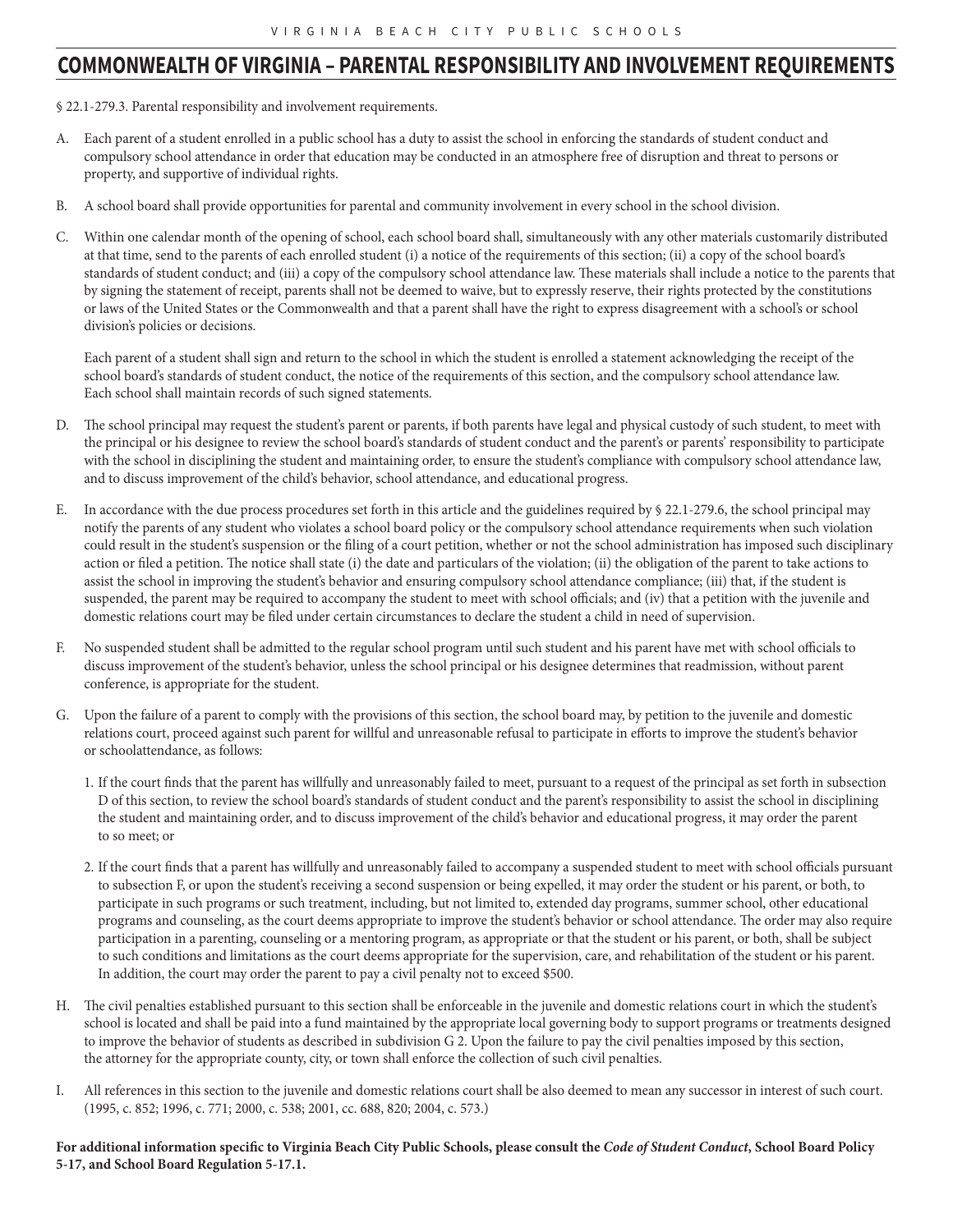# COMMONWEALTH OF VIRGINIA – PARENTAL RESPONSIBILITY AND INVOLVEMENT REQUIREMENTS

§ 22.1-279.3. Parental responsibility and involvement requirements.

A. Each parent of a student enrolled in a public school has a duty to assist the school in enforcing the standards of student conduct and compulsory school attendance in order that education may be conducted in an atmosphere free of disruption and threat to persons or property, and supportive of individual rights.

B. A school board shall provide opportunities for parental and community involvement in every school in the school division.

C. Within one calendar month of the opening of school, each school board shall, simultaneously with any other materials customarily distributed at that time, send to the parents of each enrolled student (i) a notice of the requirements of this section; (ii) a copy of the school board's standards of student conduct; and (iii) a copy of the compulsory school attendance law. These materials shall include a notice to the parents that by signing the statement of receipt, parents shall not be deemed to waive, but to expressly reserve, their rights protected by the constitutions or laws of the United States or the Commonwealth and that a parent shall have the right to express disagreement with a school's or school division's policies or decisions.

   Each parent of a student shall sign and return to the school in which the student is enrolled a statement acknowledging the receipt of the school board's standards of student conduct, the notice of the requirements of this section, and the compulsory school attendance law. Each school shall maintain records of such signed statements.

D. The school principal may request the student's parent or parents, if both parents have legal and physical custody of such student, to meet with the principal or his designee to review the school board's standards of student conduct and the parent's or parents' responsibility to participate with the school in disciplining the student and maintaining order, to ensure the student's compliance with compulsory school attendance law, and to discuss improvement of the child's behavior, school attendance, and educational progress.

E. In accordance with the due process procedures set forth in this article and the guidelines required by § 22.1-279.6, the school principal may notify the parents of any student who violates a school board policy or the compulsory school attendance requirements when such violation could result in the student's suspension or the filing of a court petition, whether or not the school administration has imposed such disciplinary action or filed a petition. The notice shall state (i) the date and particulars of the violation; (ii) the obligation of the parent to take actions to assist the school in improving the student's behavior and ensuring compulsory school attendance compliance; (iii) that, if the student is suspended, the parent may be required to accompany the student to meet with school officials; and (iv) that a petition with the juvenile and domestic relations court may be filed under certain circumstances to declare the student a child in need of supervision.

F. No suspended student shall be admitted to the regular school program until such student and his parent have met with school officials to discuss improvement of the student's behavior, unless the school principal or his designee determines that readmission, without parent conference, is appropriate for the student.

G. Upon the failure of a parent to comply with the provisions of this section, the school board may, by petition to the juvenile and domestic relations court, proceed against such parent for willful and unreasonable refusal to participate in efforts to improve the student's behavior or schoolattendance, as follows:

   1. If the court finds that the parent has willfully and unreasonably failed to meet, pursuant to a request of the principal as set forth in subsection D of this section, to review the school board's standards of student conduct and the parent's responsibility to assist the school in disciplining the student and maintaining order, and to discuss improvement of the child's behavior and educational progress, it may order the parent to so meet; or

   2. If the court finds that a parent has willfully and unreasonably failed to accompany a suspended student to meet with school officials pursuant to subsection F, or upon the student's receiving a second suspension or being expelled, it may order the student or his parent, or both, to participate in such programs or such treatment, including, but not limited to, extended day programs, summer school, other educational programs and counseling, as the court deems appropriate to improve the student's behavior or school attendance. The order may also require participation in a parenting, counseling or a mentoring program, as appropriate or that the student or his parent, or both, shall be subject to such conditions and limitations as the court deems appropriate for the supervision, care, and rehabilitation of the student or his parent. In addition, the court may order the parent to pay a civil penalty not to exceed $500.

H. The civil penalties established pursuant to this section shall be enforceable in the juvenile and domestic relations court in which the student's school is located and shall be paid into a fund maintained by the appropriate local governing body to support programs or treatments designed to improve the behavior of students as described in subdivision G 2. Upon the failure to pay the civil penalties imposed by this section, the attorney for the appropriate county, city, or town shall enforce the collection of such civil penalties.

I. All references in this section to the juvenile and domestic relations court shall be also deemed to mean any successor in interest of such court. (1995, c. 852; 1996, c. 771; 2000, c. 538; 2001, cc. 688, 820; 2004, c. 573.)

**For additional information specific to Virginia Beach City Public Schools, please consult the *Code of Student Conduct*, School Board Policy 5-17, and School Board Regulation 5-17.1.**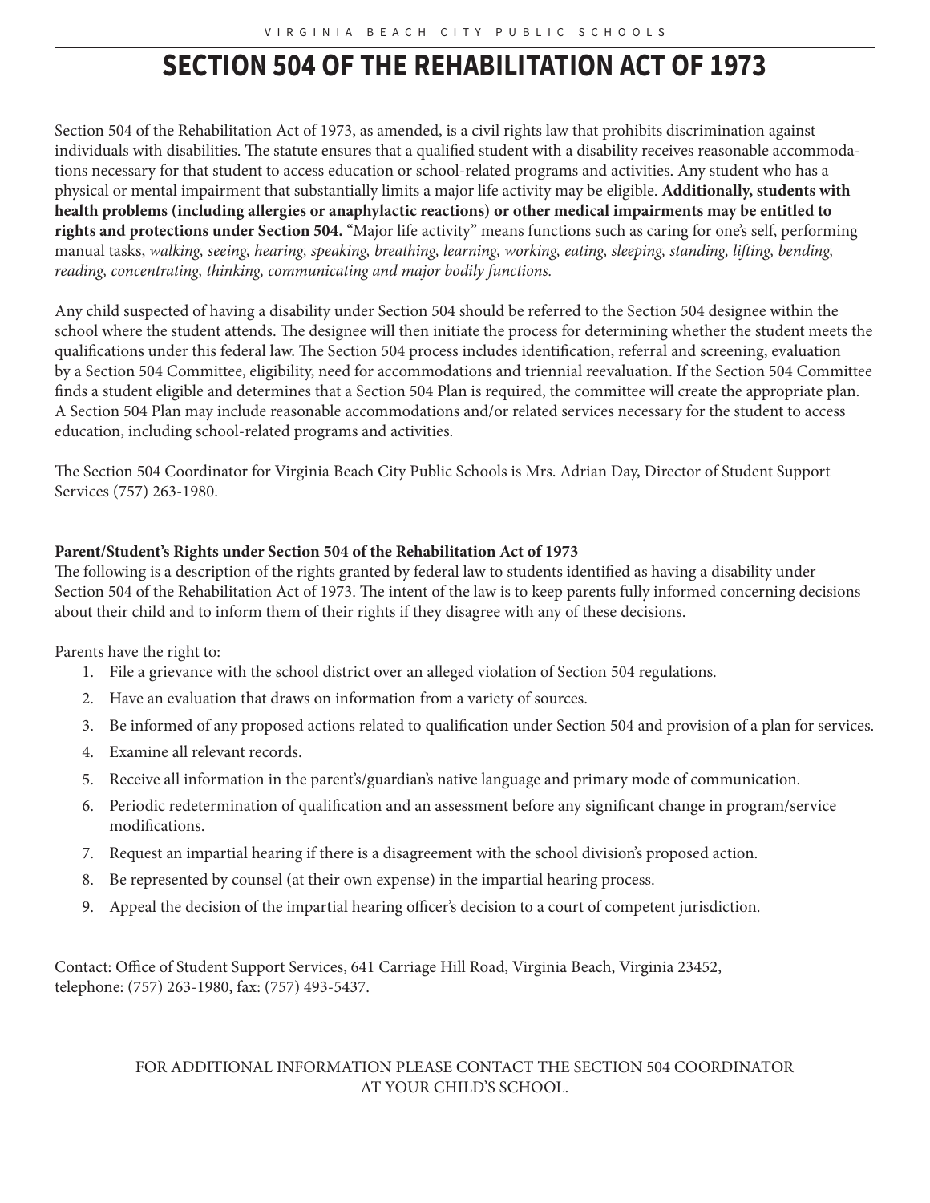# SECTION 504 OF THE REHABILITATION ACT OF 1973

Section 504 of the Rehabilitation Act of 1973, as amended, is a civil rights law that prohibits discrimination against individuals with disabilities. The statute ensures that a qualified student with a disability receives reasonable accommodations necessary for that student to access education or school-related programs and activities. Any student who has a physical or mental impairment that substantially limits a major life activity may be eligible. **Additionally, students with health problems (including allergies or anaphylactic reactions) or other medical impairments may be entitled to rights and protections under Section 504.** "Major life activity" means functions such as caring for one's self, performing manual tasks, *walking, seeing, hearing, speaking, breathing, learning, working, eating, sleeping, standing, lifting, bending, reading, concentrating, thinking, communicating and major bodily functions.*

Any child suspected of having a disability under Section 504 should be referred to the Section 504 designee within the school where the student attends. The designee will then initiate the process for determining whether the student meets the qualifications under this federal law. The Section 504 process includes identification, referral and screening, evaluation by a Section 504 Committee, eligibility, need for accommodations and triennial reevaluation. If the Section 504 Committee finds a student eligible and determines that a Section 504 Plan is required, the committee will create the appropriate plan. A Section 504 Plan may include reasonable accommodations and/or related services necessary for the student to access education, including school-related programs and activities.

The Section 504 Coordinator for Virginia Beach City Public Schools is Mrs. Adrian Day, Director of Student Support Services (757) 263-1980.

**Parent/Student's Rights under Section 504 of the Rehabilitation Act of 1973**

The following is a description of the rights granted by federal law to students identified as having a disability under Section 504 of the Rehabilitation Act of 1973. The intent of the law is to keep parents fully informed concerning decisions about their child and to inform them of their rights if they disagree with any of these decisions.

Parents have the right to:

1. File a grievance with the school district over an alleged violation of Section 504 regulations.
2. Have an evaluation that draws on information from a variety of sources.
3. Be informed of any proposed actions related to qualification under Section 504 and provision of a plan for services.
4. Examine all relevant records.
5. Receive all information in the parent's/guardian's native language and primary mode of communication.
6. Periodic redetermination of qualification and an assessment before any significant change in program/service modifications.
7. Request an impartial hearing if there is a disagreement with the school division's proposed action.
8. Be represented by counsel (at their own expense) in the impartial hearing process.
9. Appeal the decision of the impartial hearing officer's decision to a court of competent jurisdiction.

Contact: Office of Student Support Services, 641 Carriage Hill Road, Virginia Beach, Virginia 23452, telephone: (757) 263-1980, fax: (757) 493-5437.

FOR ADDITIONAL INFORMATION PLEASE CONTACT THE SECTION 504 COORDINATOR AT YOUR CHILD'S SCHOOL.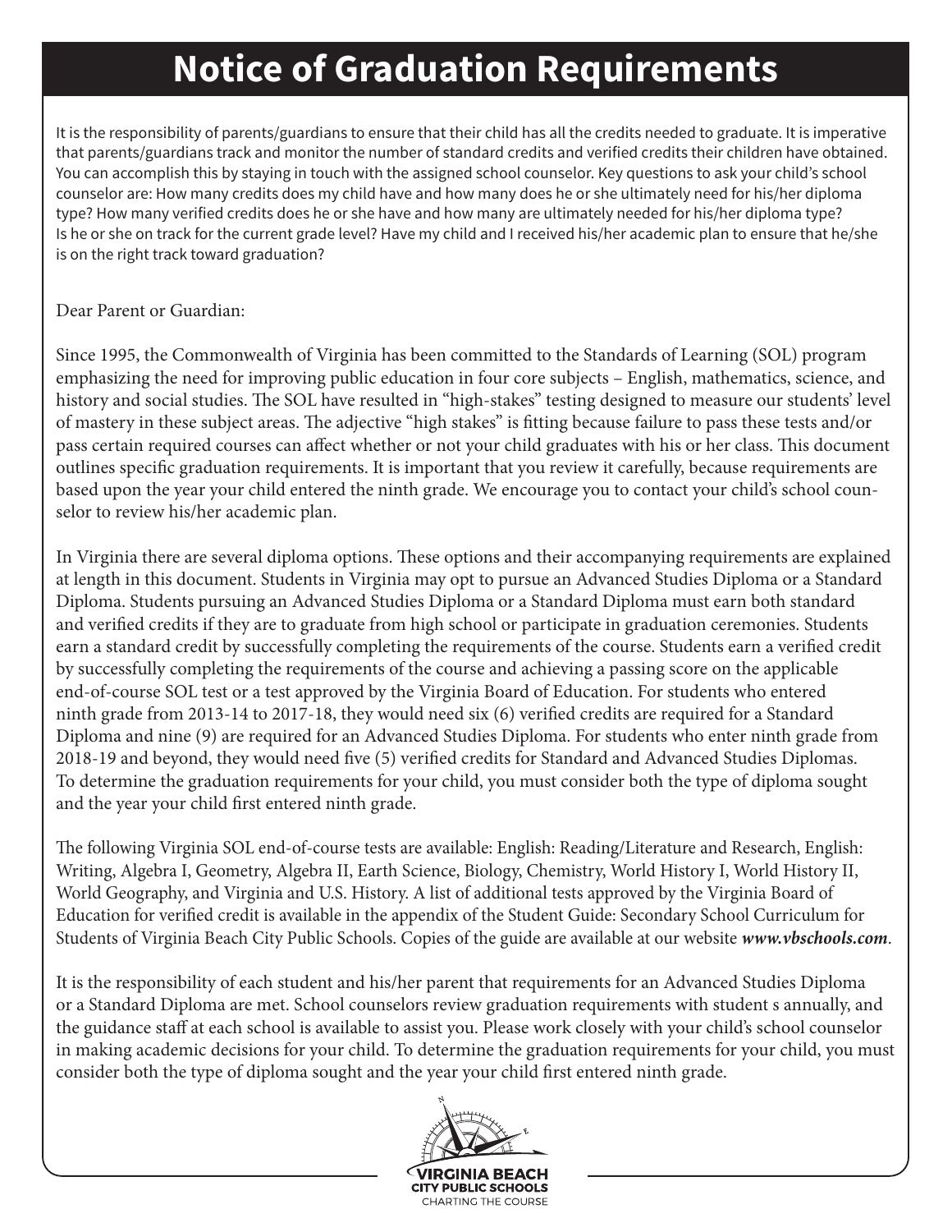# Notice of Graduation Requirements

It is the responsibility of parents/guardians to ensure that their child has all the credits needed to graduate. It is imperative that parents/guardians track and monitor the number of standard credits and verified credits their children have obtained. You can accomplish this by staying in touch with the assigned school counselor. Key questions to ask your child's school counselor are: How many credits does my child have and how many does he or she ultimately need for his/her diploma type? How many verified credits does he or she have and how many are ultimately needed for his/her diploma type? Is he or she on track for the current grade level? Have my child and I received his/her academic plan to ensure that he/she is on the right track toward graduation?

Dear Parent or Guardian:

Since 1995, the Commonwealth of Virginia has been committed to the Standards of Learning (SOL) program emphasizing the need for improving public education in four core subjects – English, mathematics, science, and history and social studies. The SOL have resulted in "high-stakes" testing designed to measure our students' level of mastery in these subject areas. The adjective "high stakes" is fitting because failure to pass these tests and/or pass certain required courses can affect whether or not your child graduates with his or her class. This document outlines specific graduation requirements. It is important that you review it carefully, because requirements are based upon the year your child entered the ninth grade. We encourage you to contact your child's school counselor to review his/her academic plan.

In Virginia there are several diploma options. These options and their accompanying requirements are explained at length in this document. Students in Virginia may opt to pursue an Advanced Studies Diploma or a Standard Diploma. Students pursuing an Advanced Studies Diploma or a Standard Diploma must earn both standard and verified credits if they are to graduate from high school or participate in graduation ceremonies. Students earn a standard credit by successfully completing the requirements of the course. Students earn a verified credit by successfully completing the requirements of the course and achieving a passing score on the applicable end-of-course SOL test or a test approved by the Virginia Board of Education. For students who entered ninth grade from 2013-14 to 2017-18, they would need six (6) verified credits are required for a Standard Diploma and nine (9) are required for an Advanced Studies Diploma. For students who enter ninth grade from 2018-19 and beyond, they would need five (5) verified credits for Standard and Advanced Studies Diplomas. To determine the graduation requirements for your child, you must consider both the type of diploma sought and the year your child first entered ninth grade.

The following Virginia SOL end-of-course tests are available: English: Reading/Literature and Research, English: Writing, Algebra I, Geometry, Algebra II, Earth Science, Biology, Chemistry, World History I, World History II, World Geography, and Virginia and U.S. History. A list of additional tests approved by the Virginia Board of Education for verified credit is available in the appendix of the Student Guide: Secondary School Curriculum for Students of Virginia Beach City Public Schools. Copies of the guide are available at our website ***www.vbschools.com***.

It is the responsibility of each student and his/her parent that requirements for an Advanced Studies Diploma or a Standard Diploma are met. School counselors review graduation requirements with student s annually, and the guidance staff at each school is available to assist you. Please work closely with your child's school counselor in making academic decisions for your child. To determine the graduation requirements for your child, you must consider both the type of diploma sought and the year your child first entered ninth grade.

VIRGINIA BEACH CITY PUBLIC SCHOOLS
CHARTING THE COURSE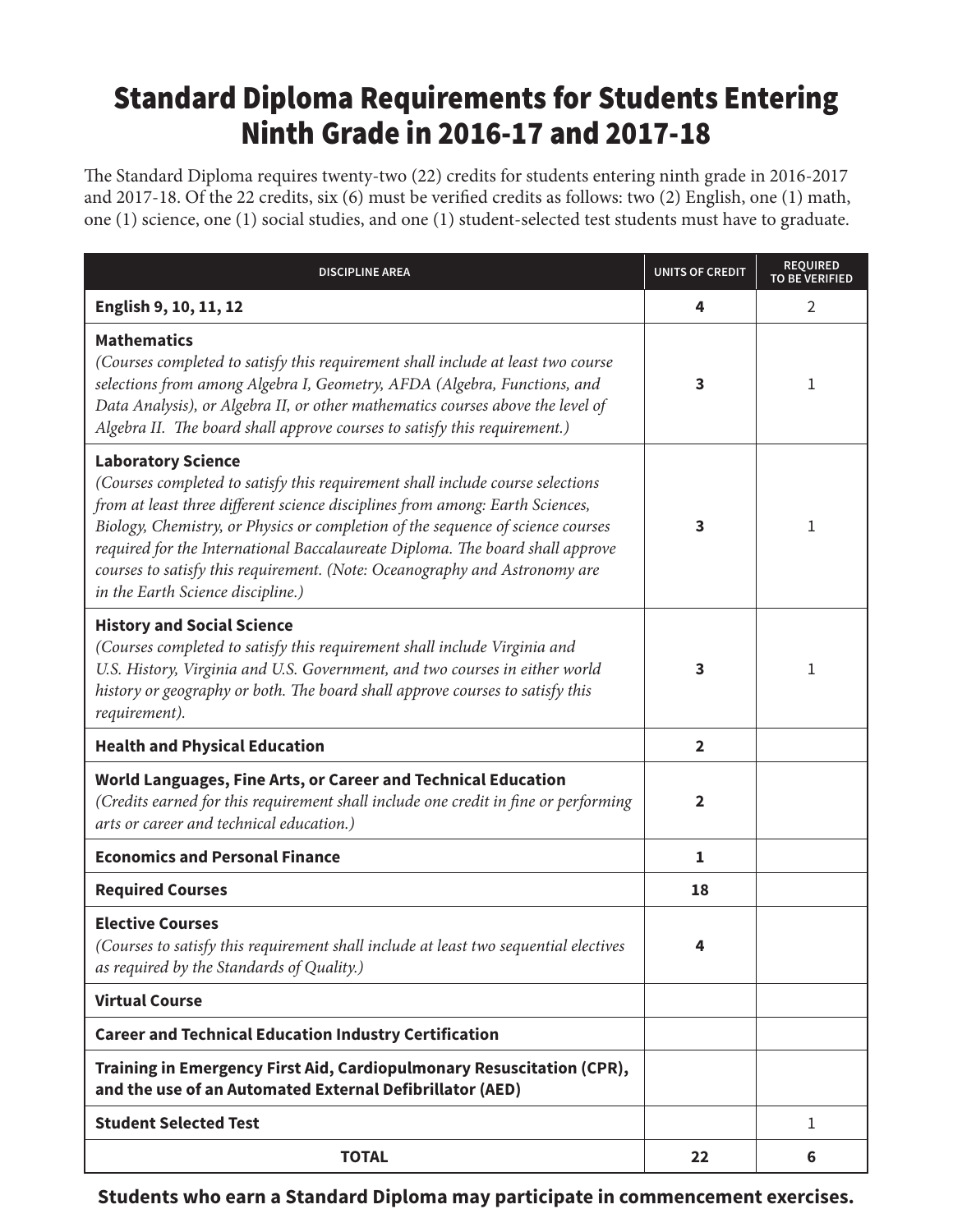# Standard Diploma Requirements for Students Entering Ninth Grade in 2016-17 and 2017-18

The Standard Diploma requires twenty-two (22) credits for students entering ninth grade in 2016-2017 and 2017-18. Of the 22 credits, six (6) must be verified credits as follows: two (2) English, one (1) math, one (1) science, one (1) social studies, and one (1) student-selected test students must have to graduate.

| DISCIPLINE AREA | UNITS OF CREDIT | REQUIRED TO BE VERIFIED |
|---|---|---|
| **English 9, 10, 11, 12** | **4** | 2 |
| **Mathematics** *(Courses completed to satisfy this requirement shall include at least two course selections from among Algebra I, Geometry, AFDA (Algebra, Functions, and Data Analysis), or Algebra II, or other mathematics courses above the level of Algebra II. The board shall approve courses to satisfy this requirement.)* | **3** | 1 |
| **Laboratory Science** *(Courses completed to satisfy this requirement shall include course selections from at least three different science disciplines from among: Earth Sciences, Biology, Chemistry, or Physics or completion of the sequence of science courses required for the International Baccalaureate Diploma. The board shall approve courses to satisfy this requirement. (Note: Oceanography and Astronomy are in the Earth Science discipline.)* | **3** | 1 |
| **History and Social Science** *(Courses completed to satisfy this requirement shall include Virginia and U.S. History, Virginia and U.S. Government, and two courses in either world history or geography or both. The board shall approve courses to satisfy this requirement).* | **3** | 1 |
| **Health and Physical Education** | **2** | |
| **World Languages, Fine Arts, or Career and Technical Education** *(Credits earned for this requirement shall include one credit in fine or performing arts or career and technical education.)* | **2** | |
| **Economics and Personal Finance** | **1** | |
| **Required Courses** | **18** | |
| **Elective Courses** *(Courses to satisfy this requirement shall include at least two sequential electives as required by the Standards of Quality.)* | **4** | |
| **Virtual Course** | | |
| **Career and Technical Education Industry Certification** | | |
| **Training in Emergency First Aid, Cardiopulmonary Resuscitation (CPR), and the use of an Automated External Defibrillator (AED)** | | |
| **Student Selected Test** | | 1 |
| **TOTAL** | **22** | **6** |

**Students who earn a Standard Diploma may participate in commencement exercises.**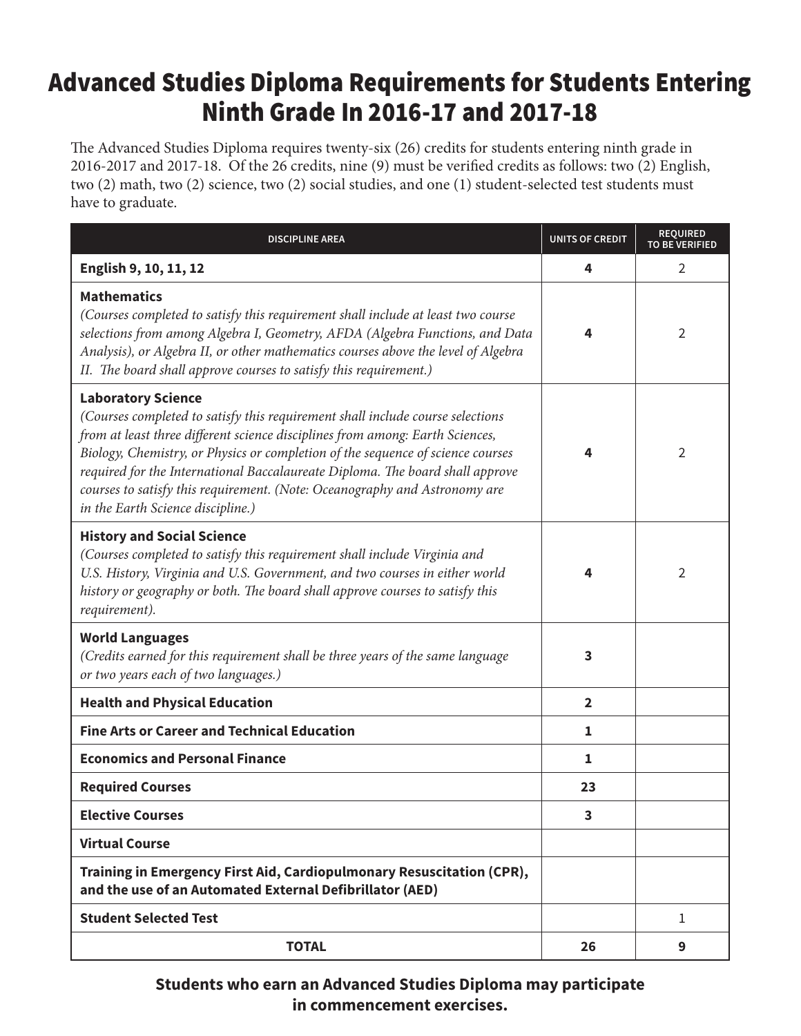# Advanced Studies Diploma Requirements for Students Entering Ninth Grade In 2016-17 and 2017-18

The Advanced Studies Diploma requires twenty-six (26) credits for students entering ninth grade in 2016-2017 and 2017-18. Of the 26 credits, nine (9) must be verified credits as follows: two (2) English, two (2) math, two (2) science, two (2) social studies, and one (1) student-selected test students must have to graduate.

| DISCIPLINE AREA | UNITS OF CREDIT | REQUIRED TO BE VERIFIED |
|---|---|---|
| **English 9, 10, 11, 12** | **4** | 2 |
| **Mathematics** *(Courses completed to satisfy this requirement shall include at least two course selections from among Algebra I, Geometry, AFDA (Algebra Functions, and Data Analysis), or Algebra II, or other mathematics courses above the level of Algebra II. The board shall approve courses to satisfy this requirement.)* | **4** | 2 |
| **Laboratory Science** *(Courses completed to satisfy this requirement shall include course selections from at least three different science disciplines from among: Earth Sciences, Biology, Chemistry, or Physics or completion of the sequence of science courses required for the International Baccalaureate Diploma. The board shall approve courses to satisfy this requirement. (Note: Oceanography and Astronomy are in the Earth Science discipline.)* | **4** | 2 |
| **History and Social Science** *(Courses completed to satisfy this requirement shall include Virginia and U.S. History, Virginia and U.S. Government, and two courses in either world history or geography or both. The board shall approve courses to satisfy this requirement).* | **4** | 2 |
| **World Languages** *(Credits earned for this requirement shall be three years of the same language or two years each of two languages.)* | **3** | |
| **Health and Physical Education** | **2** | |
| **Fine Arts or Career and Technical Education** | **1** | |
| **Economics and Personal Finance** | **1** | |
| **Required Courses** | **23** | |
| **Elective Courses** | **3** | |
| **Virtual Course** | | |
| **Training in Emergency First Aid, Cardiopulmonary Resuscitation (CPR), and the use of an Automated External Defibrillator (AED)** | | |
| **Student Selected Test** | | 1 |
| **TOTAL** | **26** | **9** |

**Students who earn an Advanced Studies Diploma may participate in commencement exercises.**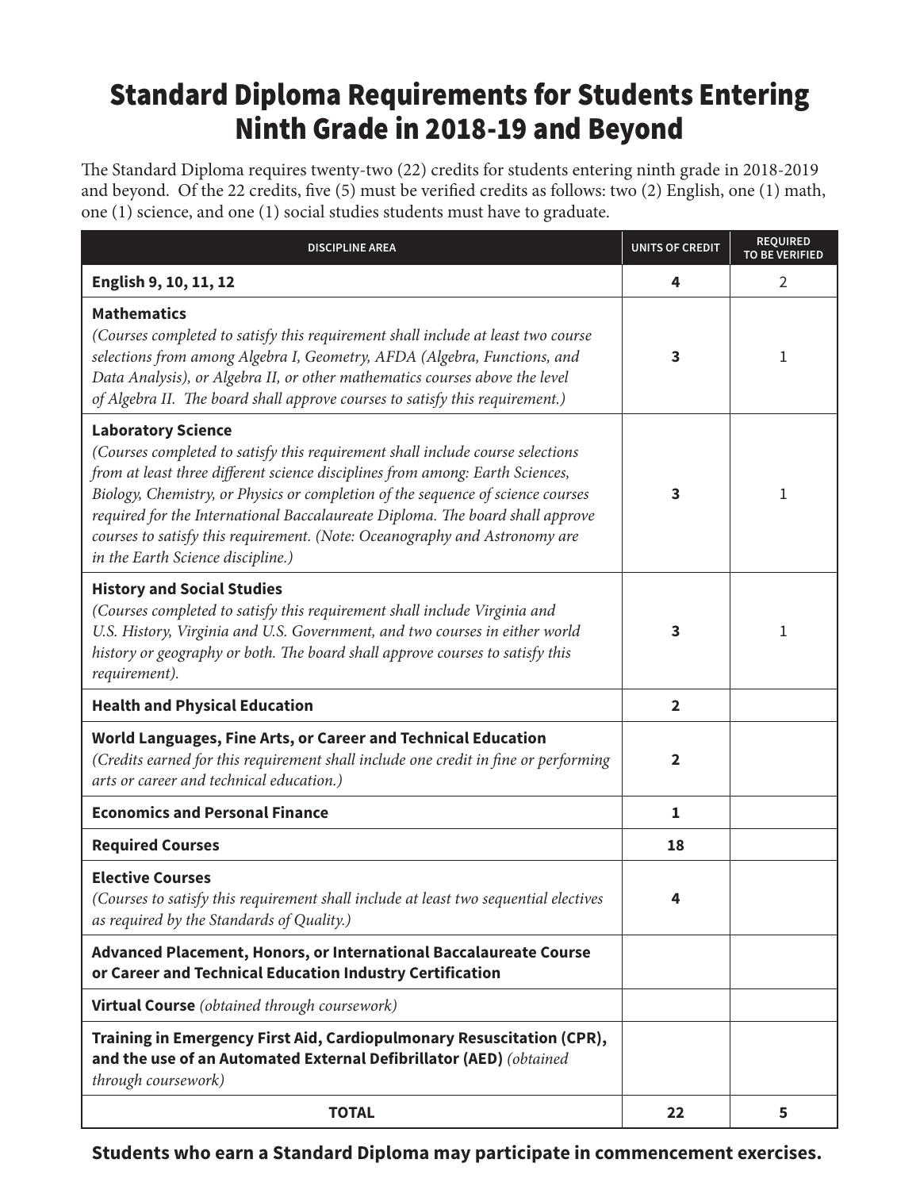# Standard Diploma Requirements for Students Entering Ninth Grade in 2018-19 and Beyond

The Standard Diploma requires twenty-two (22) credits for students entering ninth grade in 2018-2019 and beyond. Of the 22 credits, five (5) must be verified credits as follows: two (2) English, one (1) math, one (1) science, and one (1) social studies students must have to graduate.

| DISCIPLINE AREA | UNITS OF CREDIT | REQUIRED TO BE VERIFIED |
|---|---|---|
| **English 9, 10, 11, 12** | **4** | 2 |
| **Mathematics** *(Courses completed to satisfy this requirement shall include at least two course selections from among Algebra I, Geometry, AFDA (Algebra, Functions, and Data Analysis), or Algebra II, or other mathematics courses above the level of Algebra II. The board shall approve courses to satisfy this requirement.)* | **3** | 1 |
| **Laboratory Science** *(Courses completed to satisfy this requirement shall include course selections from at least three different science disciplines from among: Earth Sciences, Biology, Chemistry, or Physics or completion of the sequence of science courses required for the International Baccalaureate Diploma. The board shall approve courses to satisfy this requirement. (Note: Oceanography and Astronomy are in the Earth Science discipline.)* | **3** | 1 |
| **History and Social Studies** *(Courses completed to satisfy this requirement shall include Virginia and U.S. History, Virginia and U.S. Government, and two courses in either world history or geography or both. The board shall approve courses to satisfy this requirement).* | **3** | 1 |
| **Health and Physical Education** | **2** | |
| **World Languages, Fine Arts, or Career and Technical Education** *(Credits earned for this requirement shall include one credit in fine or performing arts or career and technical education.)* | **2** | |
| **Economics and Personal Finance** | **1** | |
| **Required Courses** | **18** | |
| **Elective Courses** *(Courses to satisfy this requirement shall include at least two sequential electives as required by the Standards of Quality.)* | **4** | |
| **Advanced Placement, Honors, or International Baccalaureate Course or Career and Technical Education Industry Certification** | | |
| **Virtual Course** *(obtained through coursework)* | | |
| **Training in Emergency First Aid, Cardiopulmonary Resuscitation (CPR), and the use of an Automated External Defibrillator (AED)** *(obtained through coursework)* | | |
| **TOTAL** | **22** | **5** |

**Students who earn a Standard Diploma may participate in commencement exercises.**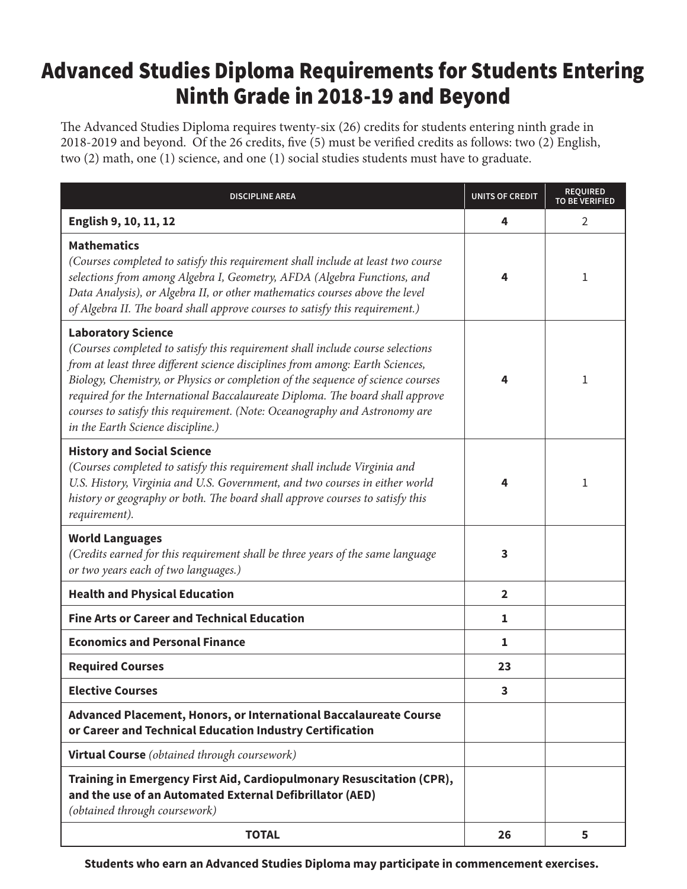# Advanced Studies Diploma Requirements for Students Entering Ninth Grade in 2018-19 and Beyond

The Advanced Studies Diploma requires twenty-six (26) credits for students entering ninth grade in 2018-2019 and beyond. Of the 26 credits, five (5) must be verified credits as follows: two (2) English, two (2) math, one (1) science, and one (1) social studies students must have to graduate.

| DISCIPLINE AREA | UNITS OF CREDIT | REQUIRED TO BE VERIFIED |
|---|---|---|
| **English 9, 10, 11, 12** | **4** | 2 |
| **Mathematics** *(Courses completed to satisfy this requirement shall include at least two course selections from among Algebra I, Geometry, AFDA (Algebra Functions, and Data Analysis), or Algebra II, or other mathematics courses above the level of Algebra II. The board shall approve courses to satisfy this requirement.)* | **4** | 1 |
| **Laboratory Science** *(Courses completed to satisfy this requirement shall include course selections from at least three different science disciplines from among: Earth Sciences, Biology, Chemistry, or Physics or completion of the sequence of science courses required for the International Baccalaureate Diploma. The board shall approve courses to satisfy this requirement. (Note: Oceanography and Astronomy are in the Earth Science discipline.)* | **4** | 1 |
| **History and Social Science** *(Courses completed to satisfy this requirement shall include Virginia and U.S. History, Virginia and U.S. Government, and two courses in either world history or geography or both. The board shall approve courses to satisfy this requirement).* | **4** | 1 |
| **World Languages** *(Credits earned for this requirement shall be three years of the same language or two years each of two languages.)* | **3** | |
| **Health and Physical Education** | **2** | |
| **Fine Arts or Career and Technical Education** | **1** | |
| **Economics and Personal Finance** | **1** | |
| **Required Courses** | **23** | |
| **Elective Courses** | **3** | |
| **Advanced Placement, Honors, or International Baccalaureate Course or Career and Technical Education Industry Certification** | | |
| **Virtual Course** *(obtained through coursework)* | | |
| **Training in Emergency First Aid, Cardiopulmonary Resuscitation (CPR), and the use of an Automated External Defibrillator (AED)** *(obtained through coursework)* | | |
| **TOTAL** | **26** | **5** |

**Students who earn an Advanced Studies Diploma may participate in commencement exercises.**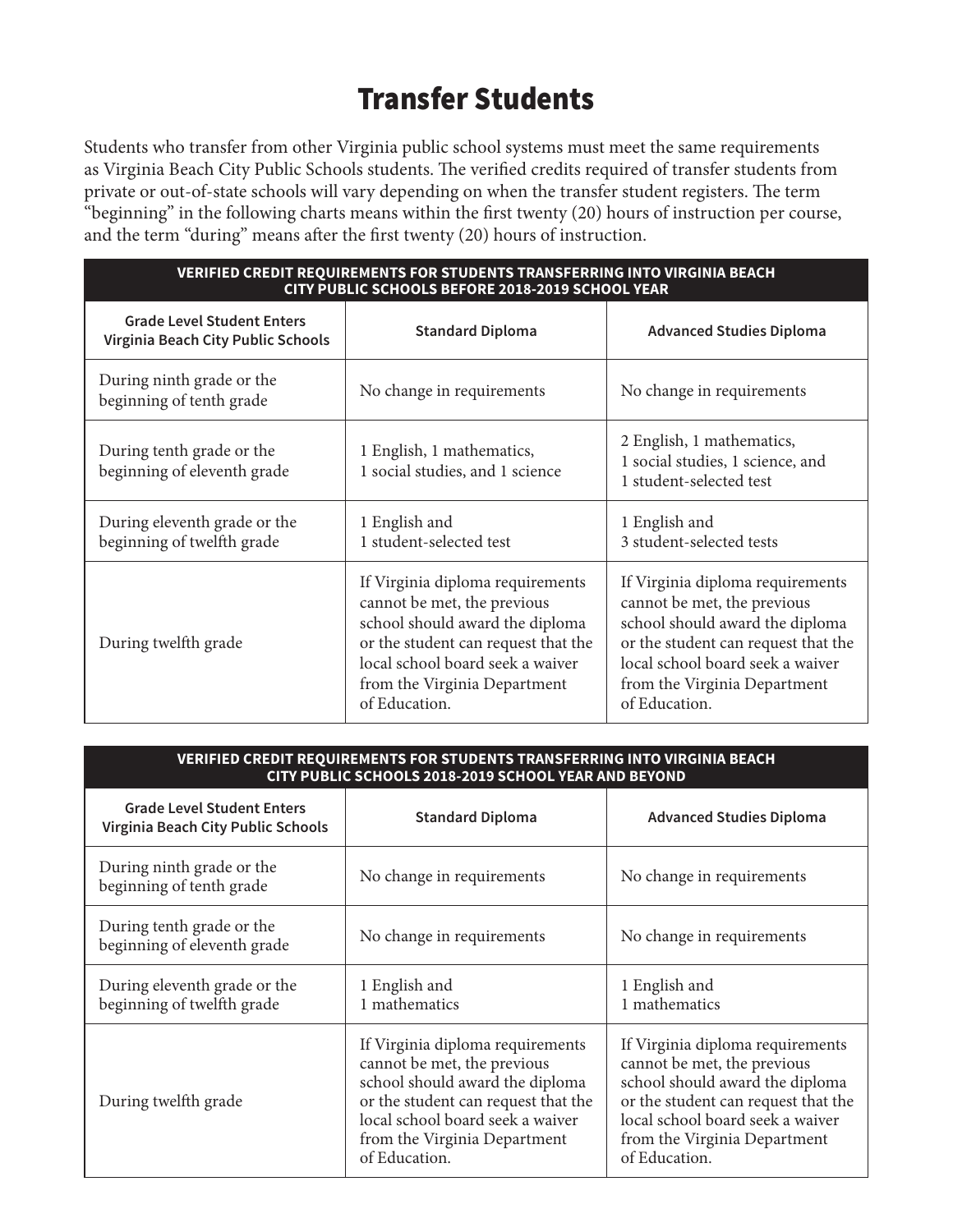# Transfer Students

Students who transfer from other Virginia public school systems must meet the same requirements as Virginia Beach City Public Schools students. The verified credits required of transfer students from private or out-of-state schools will vary depending on when the transfer student registers. The term "beginning" in the following charts means within the first twenty (20) hours of instruction per course, and the term "during" means after the first twenty (20) hours of instruction.

**VERIFIED CREDIT REQUIREMENTS FOR STUDENTS TRANSFERRING INTO VIRGINIA BEACH CITY PUBLIC SCHOOLS BEFORE 2018-2019 SCHOOL YEAR**

| Grade Level Student Enters Virginia Beach City Public Schools | Standard Diploma | Advanced Studies Diploma |
|---|---|---|
| During ninth grade or the beginning of tenth grade | No change in requirements | No change in requirements |
| During tenth grade or the beginning of eleventh grade | 1 English, 1 mathematics, 1 social studies, and 1 science | 2 English, 1 mathematics, 1 social studies, 1 science, and 1 student-selected test |
| During eleventh grade or the beginning of twelfth grade | 1 English and 1 student-selected test | 1 English and 3 student-selected tests |
| During twelfth grade | If Virginia diploma requirements cannot be met, the previous school should award the diploma or the student can request that the local school board seek a waiver from the Virginia Department of Education. | If Virginia diploma requirements cannot be met, the previous school should award the diploma or the student can request that the local school board seek a waiver from the Virginia Department of Education. |

**VERIFIED CREDIT REQUIREMENTS FOR STUDENTS TRANSFERRING INTO VIRGINIA BEACH CITY PUBLIC SCHOOLS 2018-2019 SCHOOL YEAR AND BEYOND**

| Grade Level Student Enters Virginia Beach City Public Schools | Standard Diploma | Advanced Studies Diploma |
|---|---|---|
| During ninth grade or the beginning of tenth grade | No change in requirements | No change in requirements |
| During tenth grade or the beginning of eleventh grade | No change in requirements | No change in requirements |
| During eleventh grade or the beginning of twelfth grade | 1 English and 1 mathematics | 1 English and 1 mathematics |
| During twelfth grade | If Virginia diploma requirements cannot be met, the previous school should award the diploma or the student can request that the local school board seek a waiver from the Virginia Department of Education. | If Virginia diploma requirements cannot be met, the previous school should award the diploma or the student can request that the local school board seek a waiver from the Virginia Department of Education. |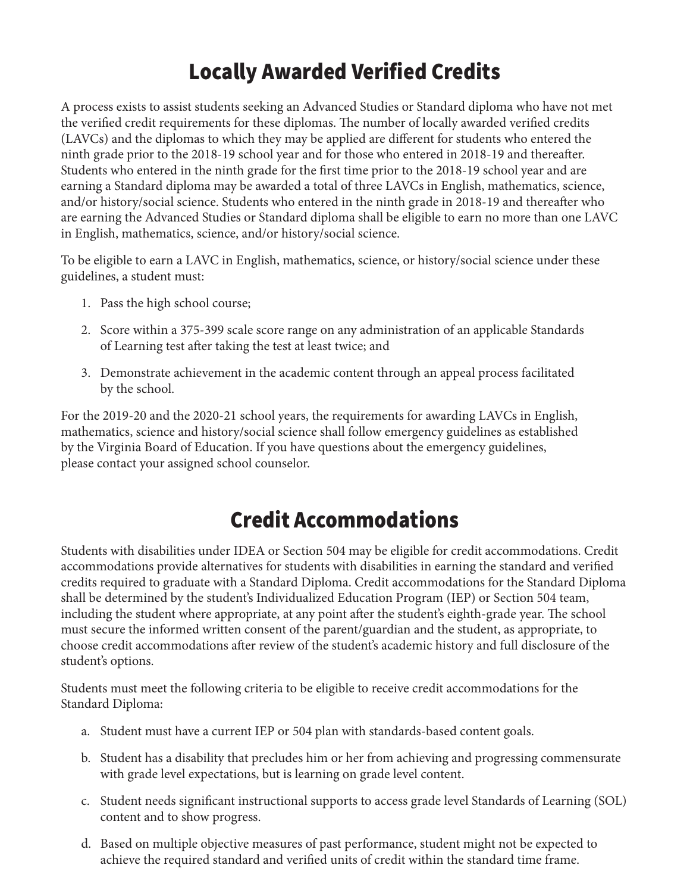# Locally Awarded Verified Credits

A process exists to assist students seeking an Advanced Studies or Standard diploma who have not met the verified credit requirements for these diplomas. The number of locally awarded verified credits (LAVCs) and the diplomas to which they may be applied are different for students who entered the ninth grade prior to the 2018-19 school year and for those who entered in 2018-19 and thereafter. Students who entered in the ninth grade for the first time prior to the 2018-19 school year and are earning a Standard diploma may be awarded a total of three LAVCs in English, mathematics, science, and/or history/social science. Students who entered in the ninth grade in 2018-19 and thereafter who are earning the Advanced Studies or Standard diploma shall be eligible to earn no more than one LAVC in English, mathematics, science, and/or history/social science.

To be eligible to earn a LAVC in English, mathematics, science, or history/social science under these guidelines, a student must:

1. Pass the high school course;
2. Score within a 375-399 scale score range on any administration of an applicable Standards of Learning test after taking the test at least twice; and
3. Demonstrate achievement in the academic content through an appeal process facilitated by the school.

For the 2019-20 and the 2020-21 school years, the requirements for awarding LAVCs in English, mathematics, science and history/social science shall follow emergency guidelines as established by the Virginia Board of Education. If you have questions about the emergency guidelines, please contact your assigned school counselor.

# Credit Accommodations

Students with disabilities under IDEA or Section 504 may be eligible for credit accommodations. Credit accommodations provide alternatives for students with disabilities in earning the standard and verified credits required to graduate with a Standard Diploma. Credit accommodations for the Standard Diploma shall be determined by the student's Individualized Education Program (IEP) or Section 504 team, including the student where appropriate, at any point after the student's eighth-grade year. The school must secure the informed written consent of the parent/guardian and the student, as appropriate, to choose credit accommodations after review of the student's academic history and full disclosure of the student's options.

Students must meet the following criteria to be eligible to receive credit accommodations for the Standard Diploma:

a. Student must have a current IEP or 504 plan with standards-based content goals.

b. Student has a disability that precludes him or her from achieving and progressing commensurate with grade level expectations, but is learning on grade level content.

c. Student needs significant instructional supports to access grade level Standards of Learning (SOL) content and to show progress.

d. Based on multiple objective measures of past performance, student might not be expected to achieve the required standard and verified units of credit within the standard time frame.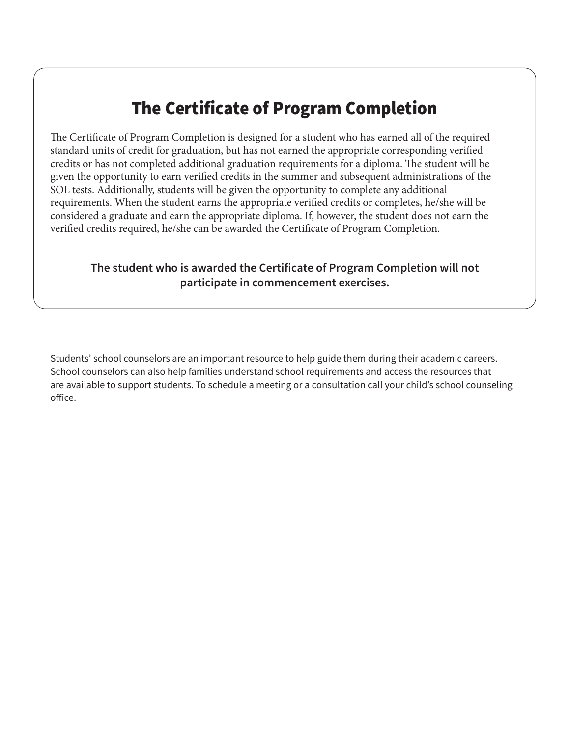# The Certificate of Program Completion

The Certificate of Program Completion is designed for a student who has earned all of the required standard units of credit for graduation, but has not earned the appropriate corresponding verified credits or has not completed additional graduation requirements for a diploma. The student will be given the opportunity to earn verified credits in the summer and subsequent administrations of the SOL tests. Additionally, students will be given the opportunity to complete any additional requirements. When the student earns the appropriate verified credits or completes, he/she will be considered a graduate and earn the appropriate diploma. If, however, the student does not earn the verified credits required, he/she can be awarded the Certificate of Program Completion.

**The student who is awarded the Certificate of Program Completion <u>will not</u> participate in commencement exercises.**

Students' school counselors are an important resource to help guide them during their academic careers. School counselors can also help families understand school requirements and access the resources that are available to support students. To schedule a meeting or a consultation call your child's school counseling office.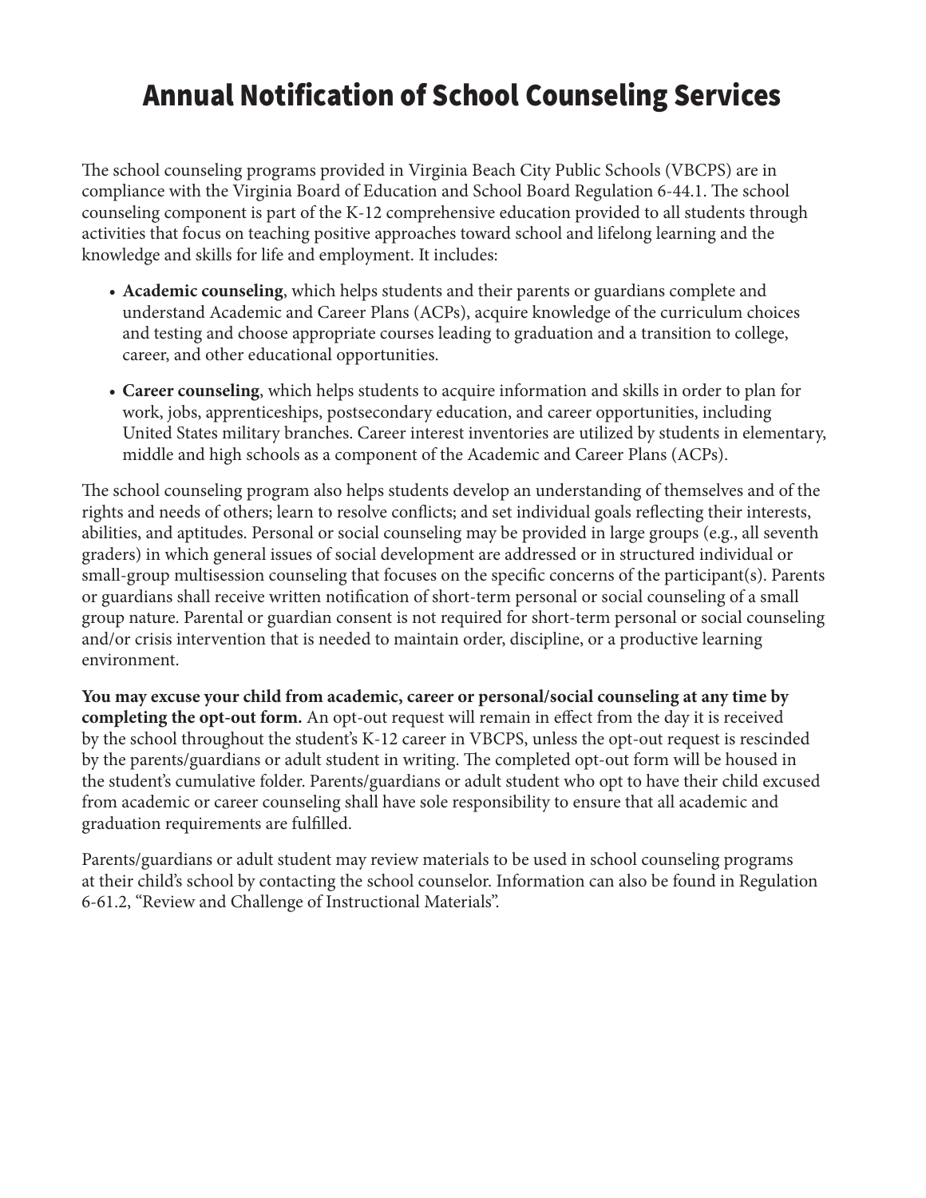# Annual Notification of School Counseling Services

The school counseling programs provided in Virginia Beach City Public Schools (VBCPS) are in compliance with the Virginia Board of Education and School Board Regulation 6-44.1. The school counseling component is part of the K-12 comprehensive education provided to all students through activities that focus on teaching positive approaches toward school and lifelong learning and the knowledge and skills for life and employment. It includes:

- **Academic counseling**, which helps students and their parents or guardians complete and understand Academic and Career Plans (ACPs), acquire knowledge of the curriculum choices and testing and choose appropriate courses leading to graduation and a transition to college, career, and other educational opportunities.
- **Career counseling**, which helps students to acquire information and skills in order to plan for work, jobs, apprenticeships, postsecondary education, and career opportunities, including United States military branches. Career interest inventories are utilized by students in elementary, middle and high schools as a component of the Academic and Career Plans (ACPs).

The school counseling program also helps students develop an understanding of themselves and of the rights and needs of others; learn to resolve conflicts; and set individual goals reflecting their interests, abilities, and aptitudes. Personal or social counseling may be provided in large groups (e.g., all seventh graders) in which general issues of social development are addressed or in structured individual or small-group multisession counseling that focuses on the specific concerns of the participant(s). Parents or guardians shall receive written notification of short-term personal or social counseling of a small group nature. Parental or guardian consent is not required for short-term personal or social counseling and/or crisis intervention that is needed to maintain order, discipline, or a productive learning environment.

**You may excuse your child from academic, career or personal/social counseling at any time by completing the opt-out form.** An opt-out request will remain in effect from the day it is received by the school throughout the student's K-12 career in VBCPS, unless the opt-out request is rescinded by the parents/guardians or adult student in writing. The completed opt-out form will be housed in the student's cumulative folder. Parents/guardians or adult student who opt to have their child excused from academic or career counseling shall have sole responsibility to ensure that all academic and graduation requirements are fulfilled.

Parents/guardians or adult student may review materials to be used in school counseling programs at their child's school by contacting the school counselor. Information can also be found in Regulation 6-61.2, "Review and Challenge of Instructional Materials".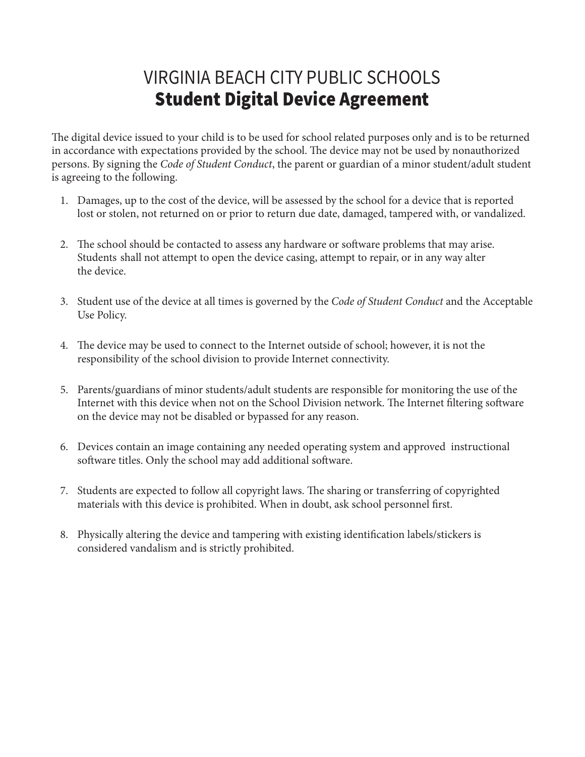# VIRGINIA BEACH CITY PUBLIC SCHOOLS
## Student Digital Device Agreement

The digital device issued to your child is to be used for school related purposes only and is to be returned in accordance with expectations provided by the school. The device may not be used by nonauthorized persons. By signing the *Code of Student Conduct*, the parent or guardian of a minor student/adult student is agreeing to the following.

1. Damages, up to the cost of the device, will be assessed by the school for a device that is reported lost or stolen, not returned on or prior to return due date, damaged, tampered with, or vandalized.

2. The school should be contacted to assess any hardware or software problems that may arise. Students shall not attempt to open the device casing, attempt to repair, or in any way alter the device.

3. Student use of the device at all times is governed by the *Code of Student Conduct* and the Acceptable Use Policy.

4. The device may be used to connect to the Internet outside of school; however, it is not the responsibility of the school division to provide Internet connectivity.

5. Parents/guardians of minor students/adult students are responsible for monitoring the use of the Internet with this device when not on the School Division network. The Internet filtering software on the device may not be disabled or bypassed for any reason.

6. Devices contain an image containing any needed operating system and approved instructional software titles. Only the school may add additional software.

7. Students are expected to follow all copyright laws. The sharing or transferring of copyrighted materials with this device is prohibited. When in doubt, ask school personnel first.

8. Physically altering the device and tampering with existing identification labels/stickers is considered vandalism and is strictly prohibited.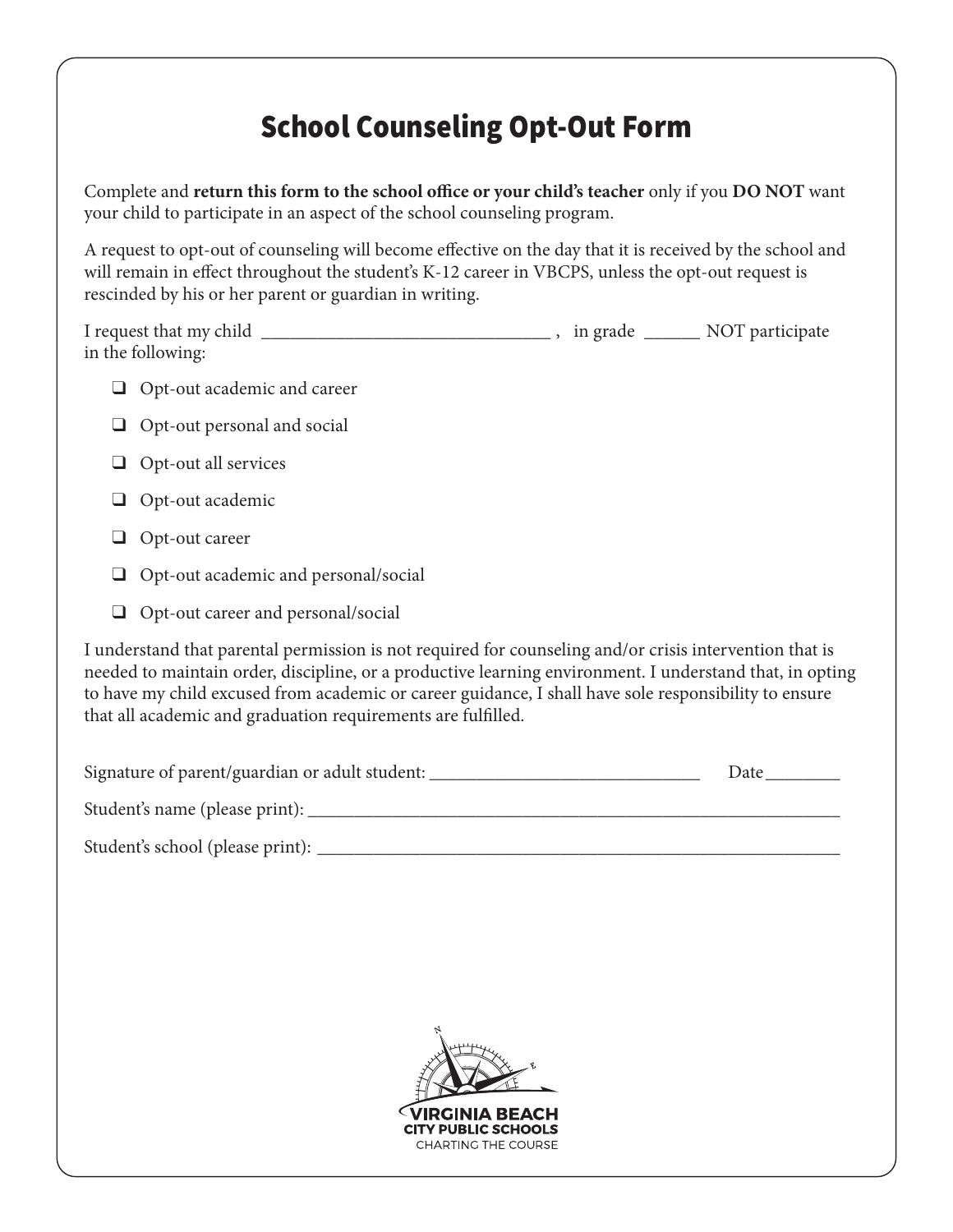# School Counseling Opt-Out Form

Complete and **return this form to the school office or your child's teacher** only if you **DO NOT** want your child to participate in an aspect of the school counseling program.

A request to opt-out of counseling will become effective on the day that it is received by the school and will remain in effect throughout the student's K-12 career in VBCPS, unless the opt-out request is rescinded by his or her parent or guardian in writing.

I request that my child ________________________________ , in grade ______ NOT participate in the following:

- ❑ Opt-out academic and career
- ❑ Opt-out personal and social
- ❑ Opt-out all services
- ❑ Opt-out academic
- ❑ Opt-out career
- ❑ Opt-out academic and personal/social
- ❑ Opt-out career and personal/social

I understand that parental permission is not required for counseling and/or crisis intervention that is needed to maintain order, discipline, or a productive learning environment. I understand that, in opting to have my child excused from academic or career guidance, I shall have sole responsibility to ensure that all academic and graduation requirements are fulfilled.

Signature of parent/guardian or adult student: ______________________________ Date________

Student's name (please print): ___________________________________________________________

Student's school (please print): __________________________________________________________

VIRGINIA BEACH CITY PUBLIC SCHOOLS
CHARTING THE COURSE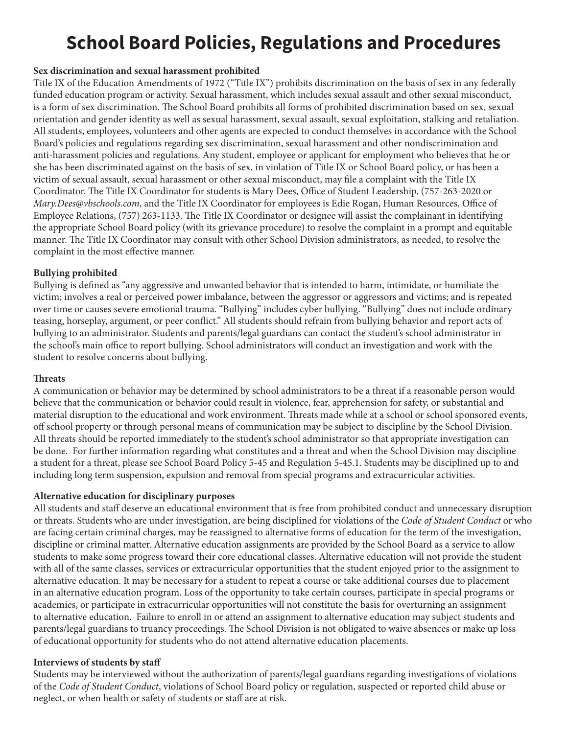# School Board Policies, Regulations and Procedures

**Sex discrimination and sexual harassment prohibited**

Title IX of the Education Amendments of 1972 ("Title IX") prohibits discrimination on the basis of sex in any federally funded education program or activity. Sexual harassment, which includes sexual assault and other sexual misconduct, is a form of sex discrimination. The School Board prohibits all forms of prohibited discrimination based on sex, sexual orientation and gender identity as well as sexual harassment, sexual assault, sexual exploitation, stalking and retaliation. All students, employees, volunteers and other agents are expected to conduct themselves in accordance with the School Board's policies and regulations regarding sex discrimination, sexual harassment and other nondiscrimination and anti-harassment policies and regulations. Any student, employee or applicant for employment who believes that he or she has been discriminated against on the basis of sex, in violation of Title IX or School Board policy, or has been a victim of sexual assault, sexual harassment or other sexual misconduct, may file a complaint with the Title IX Coordinator. The Title IX Coordinator for students is Mary Dees, Office of Student Leadership, (757-263-2020 or *Mary.Dees@vbschools.com*, and the Title IX Coordinator for employees is Edie Rogan, Human Resources, Office of Employee Relations, (757) 263-1133. The Title IX Coordinator or designee will assist the complainant in identifying the appropriate School Board policy (with its grievance procedure) to resolve the complaint in a prompt and equitable manner. The Title IX Coordinator may consult with other School Division administrators, as needed, to resolve the complaint in the most effective manner.

**Bullying prohibited**

Bullying is defined as "any aggressive and unwanted behavior that is intended to harm, intimidate, or humiliate the victim; involves a real or perceived power imbalance, between the aggressor or aggressors and victims; and is repeated over time or causes severe emotional trauma. "Bullying" includes cyber bullying. "Bullying" does not include ordinary teasing, horseplay, argument, or peer conflict." All students should refrain from bullying behavior and report acts of bullying to an administrator. Students and parents/legal guardians can contact the student's school administrator in the school's main office to report bullying. School administrators will conduct an investigation and work with the student to resolve concerns about bullying.

**Threats**

A communication or behavior may be determined by school administrators to be a threat if a reasonable person would believe that the communication or behavior could result in violence, fear, apprehension for safety, or substantial and material disruption to the educational and work environment. Threats made while at a school or school sponsored events, off school property or through personal means of communication may be subject to discipline by the School Division. All threats should be reported immediately to the student's school administrator so that appropriate investigation can be done. For further information regarding what constitutes and a threat and when the School Division may discipline a student for a threat, please see School Board Policy 5-45 and Regulation 5-45.1. Students may be disciplined up to and including long term suspension, expulsion and removal from special programs and extracurricular activities.

**Alternative education for disciplinary purposes**

All students and staff deserve an educational environment that is free from prohibited conduct and unnecessary disruption or threats. Students who are under investigation, are being disciplined for violations of the *Code of Student Conduct* or who are facing certain criminal charges, may be reassigned to alternative forms of education for the term of the investigation, discipline or criminal matter. Alternative education assignments are provided by the School Board as a service to allow students to make some progress toward their core educational classes. Alternative education will not provide the student with all of the same classes, services or extracurricular opportunities that the student enjoyed prior to the assignment to alternative education. It may be necessary for a student to repeat a course or take additional courses due to placement in an alternative education program. Loss of the opportunity to take certain courses, participate in special programs or academies, or participate in extracurricular opportunities will not constitute the basis for overturning an assignment to alternative education. Failure to enroll in or attend an assignment to alternative education may subject students and parents/legal guardians to truancy proceedings. The School Division is not obligated to waive absences or make up loss of educational opportunity for students who do not attend alternative education placements.

**Interviews of students by staff**

Students may be interviewed without the authorization of parents/legal guardians regarding investigations of violations of the *Code of Student Conduct*, violations of School Board policy or regulation, suspected or reported child abuse or neglect, or when health or safety of students or staff are at risk.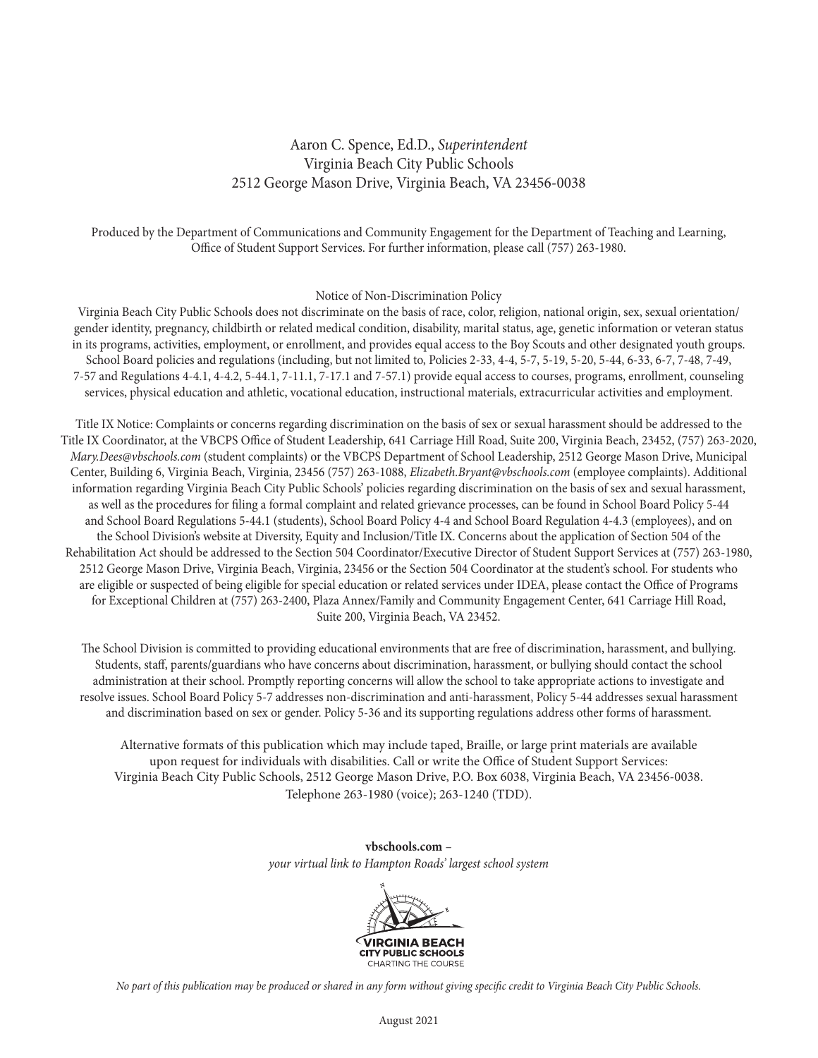Aaron C. Spence, Ed.D., *Superintendent*
Virginia Beach City Public Schools
2512 George Mason Drive, Virginia Beach, VA 23456-0038

Produced by the Department of Communications and Community Engagement for the Department of Teaching and Learning, Office of Student Support Services. For further information, please call (757) 263-1980.

Notice of Non-Discrimination Policy

Virginia Beach City Public Schools does not discriminate on the basis of race, color, religion, national origin, sex, sexual orientation/gender identity, pregnancy, childbirth or related medical condition, disability, marital status, age, genetic information or veteran status in its programs, activities, employment, or enrollment, and provides equal access to the Boy Scouts and other designated youth groups. School Board policies and regulations (including, but not limited to, Policies 2-33, 4-4, 5-7, 5-19, 5-20, 5-44, 6-33, 6-7, 7-48, 7-49, 7-57 and Regulations 4-4.1, 4-4.2, 5-44.1, 7-11.1, 7-17.1 and 7-57.1) provide equal access to courses, programs, enrollment, counseling services, physical education and athletic, vocational education, instructional materials, extracurricular activities and employment.

Title IX Notice: Complaints or concerns regarding discrimination on the basis of sex or sexual harassment should be addressed to the Title IX Coordinator, at the VBCPS Office of Student Leadership, 641 Carriage Hill Road, Suite 200, Virginia Beach, 23452, (757) 263-2020, *Mary.Dees@vbschools.com* (student complaints) or the VBCPS Department of School Leadership, 2512 George Mason Drive, Municipal Center, Building 6, Virginia Beach, Virginia, 23456 (757) 263-1088, *Elizabeth.Bryant@vbschools.com* (employee complaints). Additional information regarding Virginia Beach City Public Schools' policies regarding discrimination on the basis of sex and sexual harassment, as well as the procedures for filing a formal complaint and related grievance processes, can be found in School Board Policy 5-44 and School Board Regulations 5-44.1 (students), School Board Policy 4-4 and School Board Regulation 4-4.3 (employees), and on the School Division's website at Diversity, Equity and Inclusion/Title IX. Concerns about the application of Section 504 of the Rehabilitation Act should be addressed to the Section 504 Coordinator/Executive Director of Student Support Services at (757) 263-1980, 2512 George Mason Drive, Virginia Beach, Virginia, 23456 or the Section 504 Coordinator at the student's school. For students who are eligible or suspected of being eligible for special education or related services under IDEA, please contact the Office of Programs for Exceptional Children at (757) 263-2400, Plaza Annex/Family and Community Engagement Center, 641 Carriage Hill Road, Suite 200, Virginia Beach, VA 23452.

The School Division is committed to providing educational environments that are free of discrimination, harassment, and bullying. Students, staff, parents/guardians who have concerns about discrimination, harassment, or bullying should contact the school administration at their school. Promptly reporting concerns will allow the school to take appropriate actions to investigate and resolve issues. School Board Policy 5-7 addresses non-discrimination and anti-harassment, Policy 5-44 addresses sexual harassment and discrimination based on sex or gender. Policy 5-36 and its supporting regulations address other forms of harassment.

Alternative formats of this publication which may include taped, Braille, or large print materials are available upon request for individuals with disabilities. Call or write the Office of Student Support Services: Virginia Beach City Public Schools, 2512 George Mason Drive, P.O. Box 6038, Virginia Beach, VA 23456-0038. Telephone 263-1980 (voice); 263-1240 (TDD).

**vbschools.com** –
*your virtual link to Hampton Roads' largest school system*

VIRGINIA BEACH
CITY PUBLIC SCHOOLS
CHARTING THE COURSE

*No part of this publication may be produced or shared in any form without giving specific credit to Virginia Beach City Public Schools.*

August 2021